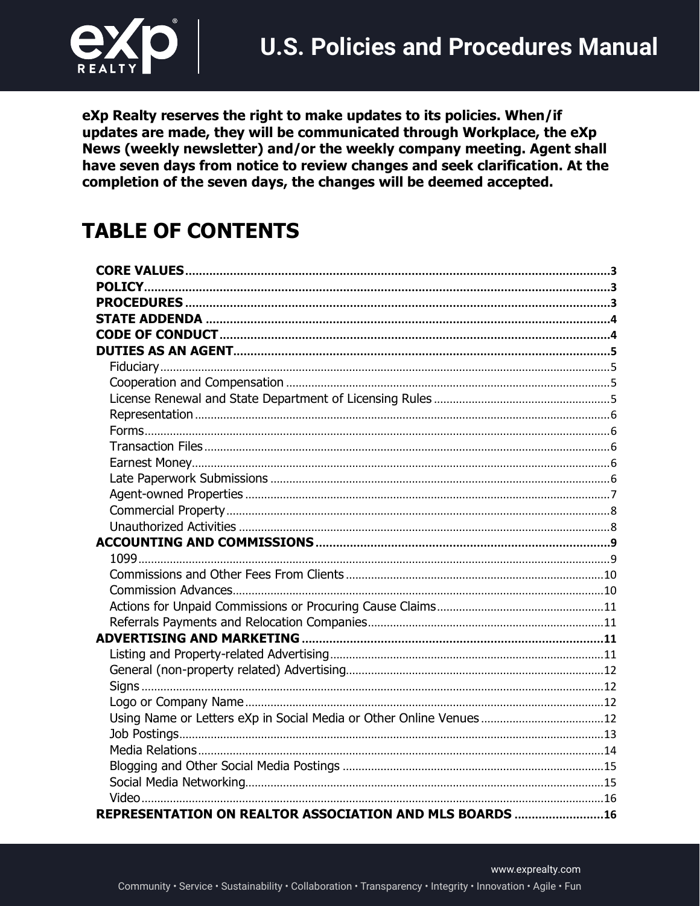# U.S. Policies and Procedures Manual

**eXp Realty reserves the right to make updates to its policies. When/if updates are made, they will be communicated through Workplace, the eXp News (weekly newsletter) and/or the weekly company meeting. Agent shall have seven days from notice to review changes and seek clarification. At the completion of the seven days, the changes will be deemed accepted.**

# TABLE OF CONTENTS

- **CORE VALUES** .......... 3
- **POLICY** .......... 3
- **PROCEDURES** .......... 3
- **STATE ADDENDA** .......... 4
- **CODE OF CONDUCT** .......... 4
- **DUTIES AS AN AGENT** .......... 5
  - Fiduciary .......... 5
  - Cooperation and Compensation .......... 5
  - License Renewal and State Department of Licensing Rules .......... 5
  - Representation .......... 6
  - Forms .......... 6
  - Transaction Files .......... 6
  - Earnest Money .......... 6
  - Late Paperwork Submissions .......... 6
  - Agent-owned Properties .......... 7
  - Commercial Property .......... 8
  - Unauthorized Activities .......... 8
- **ACCOUNTING AND COMMISSIONS** .......... 9
  - 1099 .......... 9
  - Commissions and Other Fees From Clients .......... 10
  - Commission Advances .......... 10
  - Actions for Unpaid Commissions or Procuring Cause Claims .......... 11
  - Referrals Payments and Relocation Companies .......... 11
- **ADVERTISING AND MARKETING** .......... 11
  - Listing and Property-related Advertising .......... 11
  - General (non-property related) Advertising .......... 12
  - Signs .......... 12
  - Logo or Company Name .......... 12
  - Using Name or Letters eXp in Social Media or Other Online Venues .......... 12
  - Job Postings .......... 13
  - Media Relations .......... 14
  - Blogging and Other Social Media Postings .......... 15
  - Social Media Networking .......... 15
  - Video .......... 16
- **REPRESENTATION ON REALTOR ASSOCIATION AND MLS BOARDS** .......... 16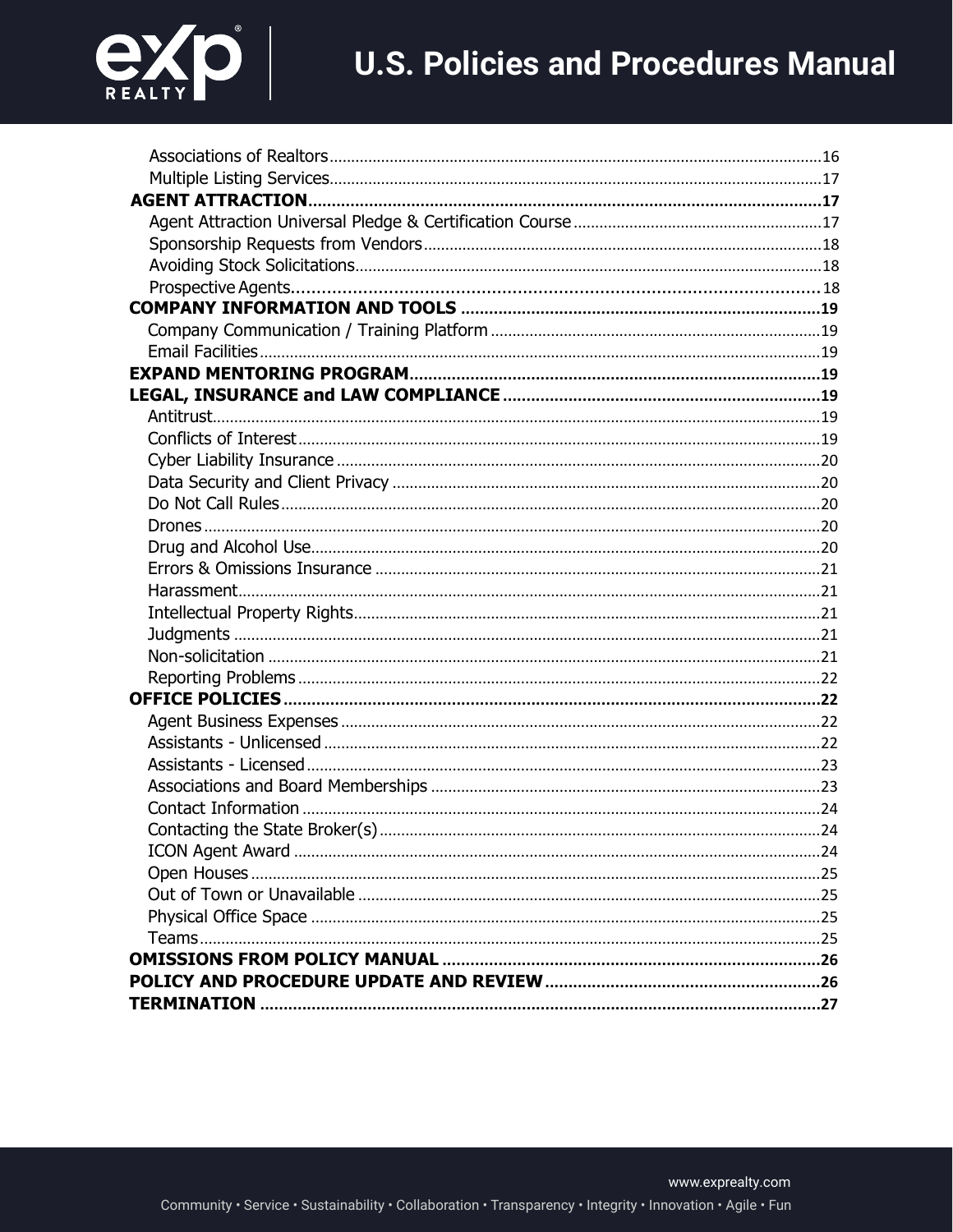- Associations of Realtors ... 16
- Multiple Listing Services ... 17

**AGENT ATTRACTION** ... 17

- Agent Attraction Universal Pledge & Certification Course ... 17
- Sponsorship Requests from Vendors ... 18
- Avoiding Stock Solicitations ... 18
- Prospective Agents ... 18

**COMPANY INFORMATION AND TOOLS** ... 19

- Company Communication / Training Platform ... 19
- Email Facilities ... 19

**EXPAND MENTORING PROGRAM** ... 19

**LEGAL, INSURANCE and LAW COMPLIANCE** ... 19

- Antitrust ... 19
- Conflicts of Interest ... 19
- Cyber Liability Insurance ... 20
- Data Security and Client Privacy ... 20
- Do Not Call Rules ... 20
- Drones ... 20
- Drug and Alcohol Use ... 20
- Errors & Omissions Insurance ... 21
- Harassment ... 21
- Intellectual Property Rights ... 21
- Judgments ... 21
- Non-solicitation ... 21
- Reporting Problems ... 22

**OFFICE POLICIES** ... 22

- Agent Business Expenses ... 22
- Assistants - Unlicensed ... 22
- Assistants - Licensed ... 23
- Associations and Board Memberships ... 23
- Contact Information ... 24
- Contacting the State Broker(s) ... 24
- ICON Agent Award ... 24
- Open Houses ... 25
- Out of Town or Unavailable ... 25
- Physical Office Space ... 25
- Teams ... 25

**OMISSIONS FROM POLICY MANUAL** ... 26

**POLICY AND PROCEDURE UPDATE AND REVIEW** ... 26

**TERMINATION** ... 27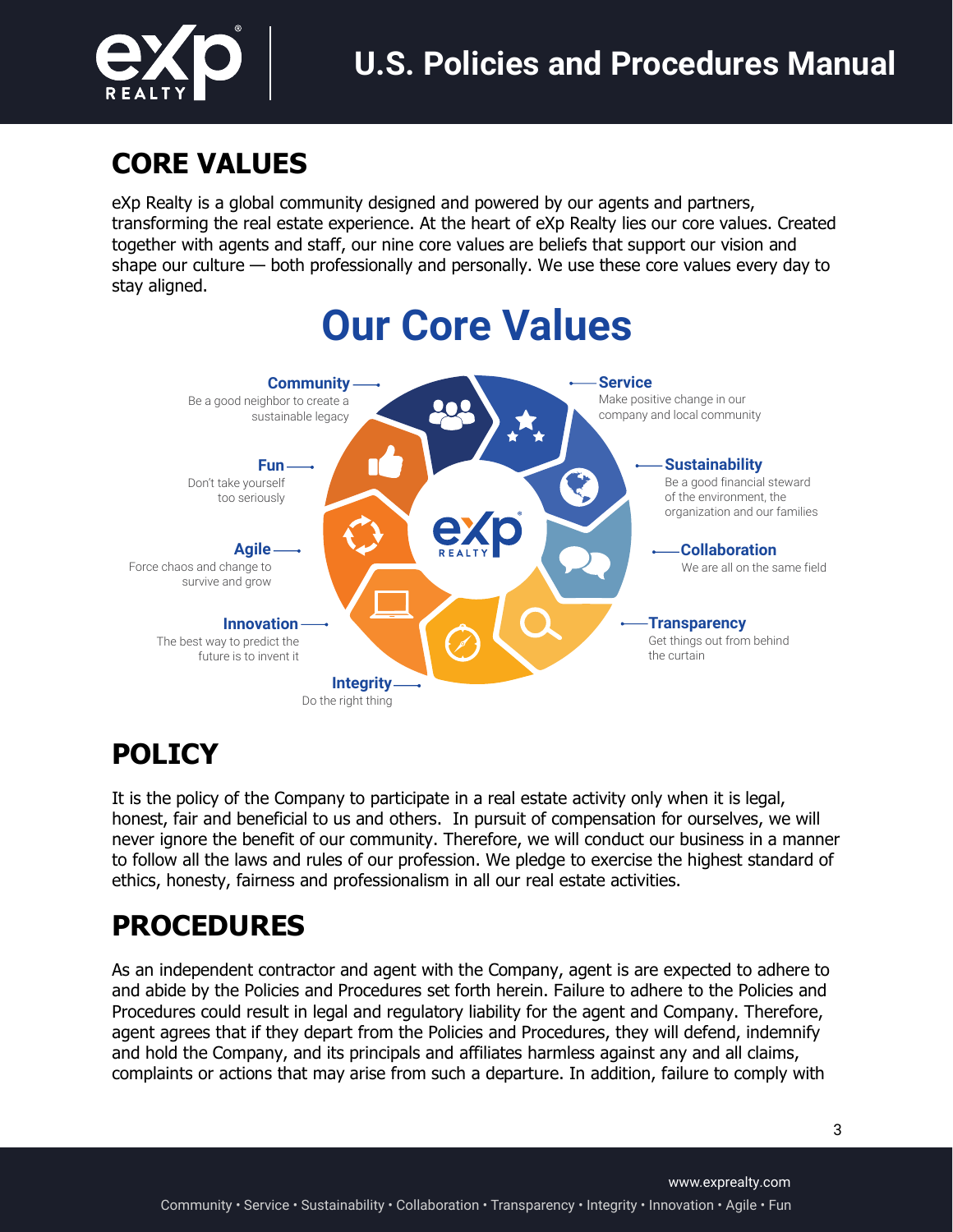## CORE VALUES

eXp Realty is a global community designed and powered by our agents and partners, transforming the real estate experience. At the heart of eXp Realty lies our core values. Created together with agents and staff, our nine core values are beliefs that support our vision and shape our culture — both professionally and personally. We use these core values every day to stay aligned.

### Our Core Values

**Community** — Be a good neighbor to create a sustainable legacy

**Service** — Make positive change in our company and local community

**Sustainability** — Be a good financial steward of the environment, the organization and our families

**Collaboration** — We are all on the same field

**Transparency** — Get things out from behind the curtain

**Integrity** — Do the right thing

**Innovation** — The best way to predict the future is to invent it

**Agile** — Force chaos and change to survive and grow

**Fun** — Don't take yourself too seriously

## POLICY

It is the policy of the Company to participate in a real estate activity only when it is legal, honest, fair and beneficial to us and others. In pursuit of compensation for ourselves, we will never ignore the benefit of our community. Therefore, we will conduct our business in a manner to follow all the laws and rules of our profession. We pledge to exercise the highest standard of ethics, honesty, fairness and professionalism in all our real estate activities.

## PROCEDURES

As an independent contractor and agent with the Company, agent is are expected to adhere to and abide by the Policies and Procedures set forth herein. Failure to adhere to the Policies and Procedures could result in legal and regulatory liability for the agent and Company. Therefore, agent agrees that if they depart from the Policies and Procedures, they will defend, indemnify and hold the Company, and its principals and affiliates harmless against any and all claims, complaints or actions that may arise from such a departure. In addition, failure to comply with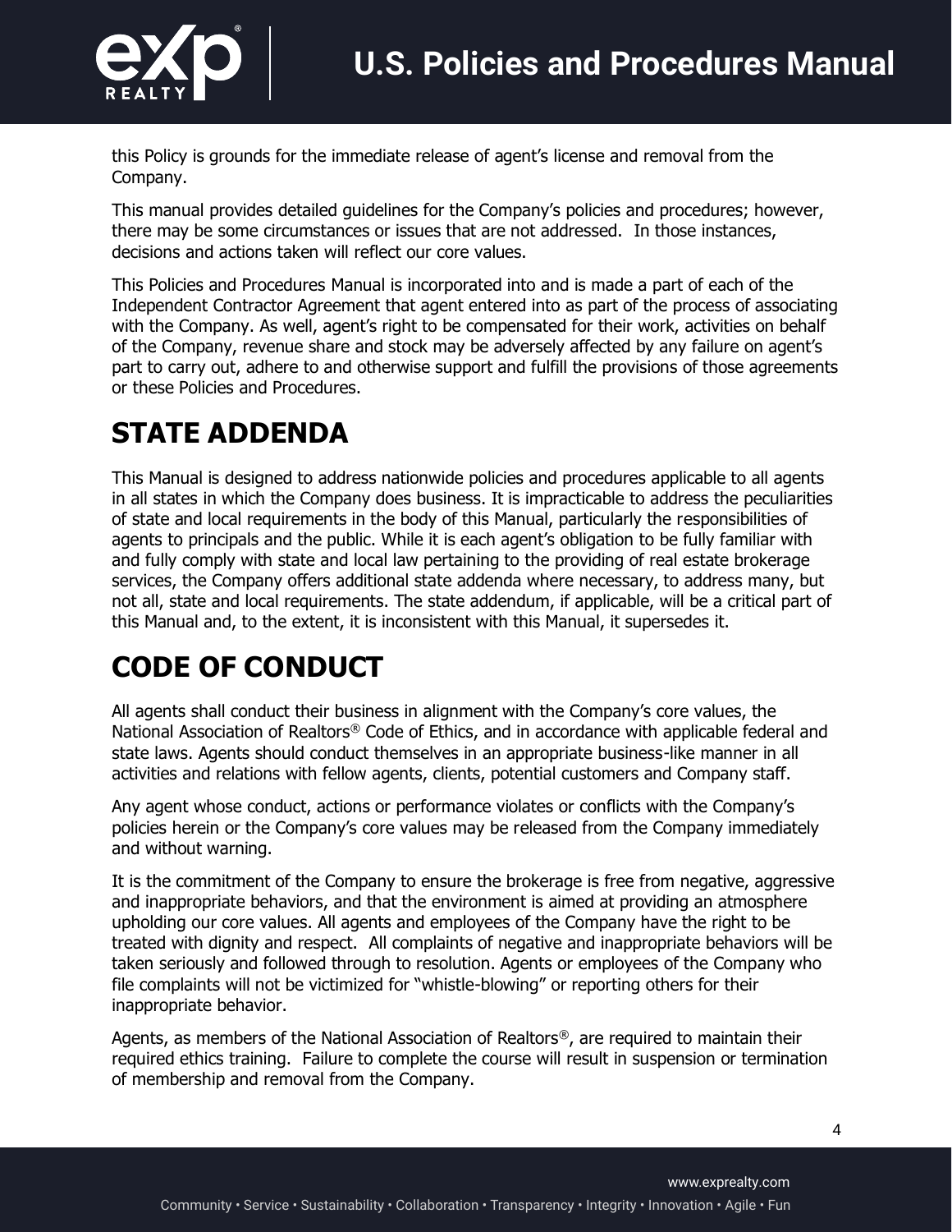this Policy is grounds for the immediate release of agent's license and removal from the Company.

This manual provides detailed guidelines for the Company's policies and procedures; however, there may be some circumstances or issues that are not addressed. In those instances, decisions and actions taken will reflect our core values.

This Policies and Procedures Manual is incorporated into and is made a part of each of the Independent Contractor Agreement that agent entered into as part of the process of associating with the Company. As well, agent's right to be compensated for their work, activities on behalf of the Company, revenue share and stock may be adversely affected by any failure on agent's part to carry out, adhere to and otherwise support and fulfill the provisions of those agreements or these Policies and Procedures.

# STATE ADDENDA

This Manual is designed to address nationwide policies and procedures applicable to all agents in all states in which the Company does business. It is impracticable to address the peculiarities of state and local requirements in the body of this Manual, particularly the responsibilities of agents to principals and the public. While it is each agent's obligation to be fully familiar with and fully comply with state and local law pertaining to the providing of real estate brokerage services, the Company offers additional state addenda where necessary, to address many, but not all, state and local requirements. The state addendum, if applicable, will be a critical part of this Manual and, to the extent, it is inconsistent with this Manual, it supersedes it.

# CODE OF CONDUCT

All agents shall conduct their business in alignment with the Company's core values, the National Association of Realtors® Code of Ethics, and in accordance with applicable federal and state laws. Agents should conduct themselves in an appropriate business-like manner in all activities and relations with fellow agents, clients, potential customers and Company staff.

Any agent whose conduct, actions or performance violates or conflicts with the Company's policies herein or the Company's core values may be released from the Company immediately and without warning.

It is the commitment of the Company to ensure the brokerage is free from negative, aggressive and inappropriate behaviors, and that the environment is aimed at providing an atmosphere upholding our core values. All agents and employees of the Company have the right to be treated with dignity and respect. All complaints of negative and inappropriate behaviors will be taken seriously and followed through to resolution. Agents or employees of the Company who file complaints will not be victimized for "whistle-blowing" or reporting others for their inappropriate behavior.

Agents, as members of the National Association of Realtors®, are required to maintain their required ethics training. Failure to complete the course will result in suspension or termination of membership and removal from the Company.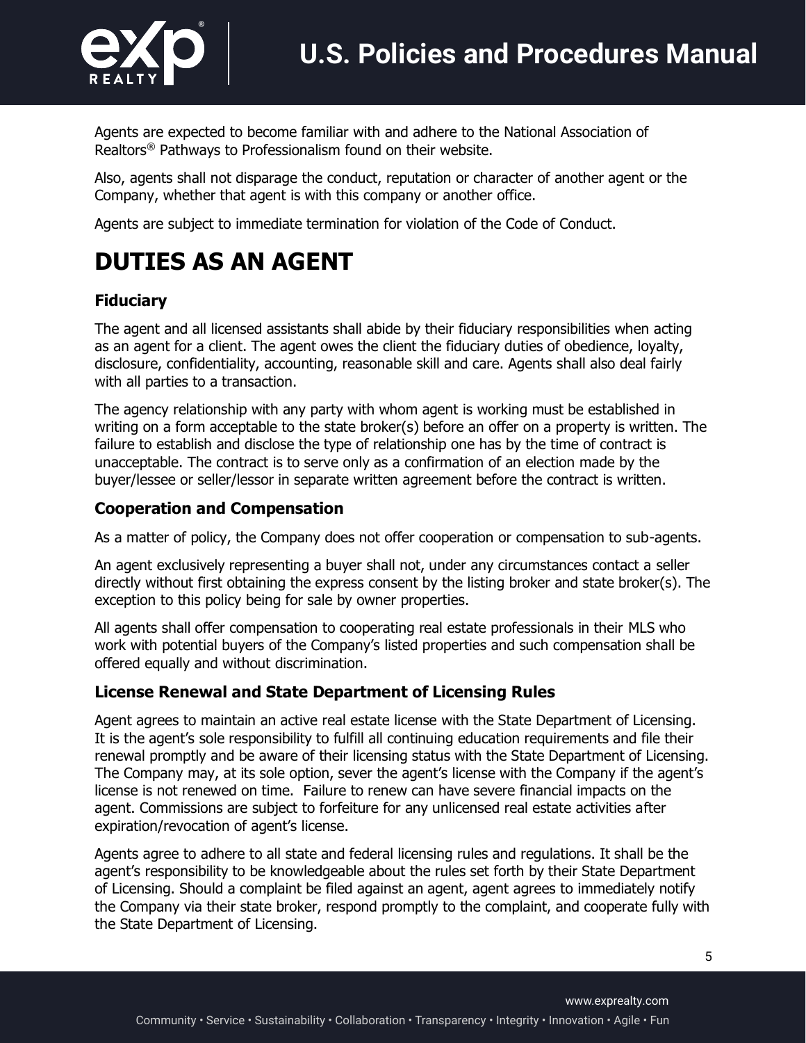Agents are expected to become familiar with and adhere to the National Association of Realtors® Pathways to Professionalism found on their website.

Also, agents shall not disparage the conduct, reputation or character of another agent or the Company, whether that agent is with this company or another office.

Agents are subject to immediate termination for violation of the Code of Conduct.

# DUTIES AS AN AGENT

### Fiduciary

The agent and all licensed assistants shall abide by their fiduciary responsibilities when acting as an agent for a client. The agent owes the client the fiduciary duties of obedience, loyalty, disclosure, confidentiality, accounting, reasonable skill and care. Agents shall also deal fairly with all parties to a transaction.

The agency relationship with any party with whom agent is working must be established in writing on a form acceptable to the state broker(s) before an offer on a property is written. The failure to establish and disclose the type of relationship one has by the time of contract is unacceptable. The contract is to serve only as a confirmation of an election made by the buyer/lessee or seller/lessor in separate written agreement before the contract is written.

### Cooperation and Compensation

As a matter of policy, the Company does not offer cooperation or compensation to sub-agents.

An agent exclusively representing a buyer shall not, under any circumstances contact a seller directly without first obtaining the express consent by the listing broker and state broker(s). The exception to this policy being for sale by owner properties.

All agents shall offer compensation to cooperating real estate professionals in their MLS who work with potential buyers of the Company's listed properties and such compensation shall be offered equally and without discrimination.

### License Renewal and State Department of Licensing Rules

Agent agrees to maintain an active real estate license with the State Department of Licensing. It is the agent's sole responsibility to fulfill all continuing education requirements and file their renewal promptly and be aware of their licensing status with the State Department of Licensing. The Company may, at its sole option, sever the agent's license with the Company if the agent's license is not renewed on time. Failure to renew can have severe financial impacts on the agent. Commissions are subject to forfeiture for any unlicensed real estate activities after expiration/revocation of agent's license.

Agents agree to adhere to all state and federal licensing rules and regulations. It shall be the agent's responsibility to be knowledgeable about the rules set forth by their State Department of Licensing. Should a complaint be filed against an agent, agent agrees to immediately notify the Company via their state broker, respond promptly to the complaint, and cooperate fully with the State Department of Licensing.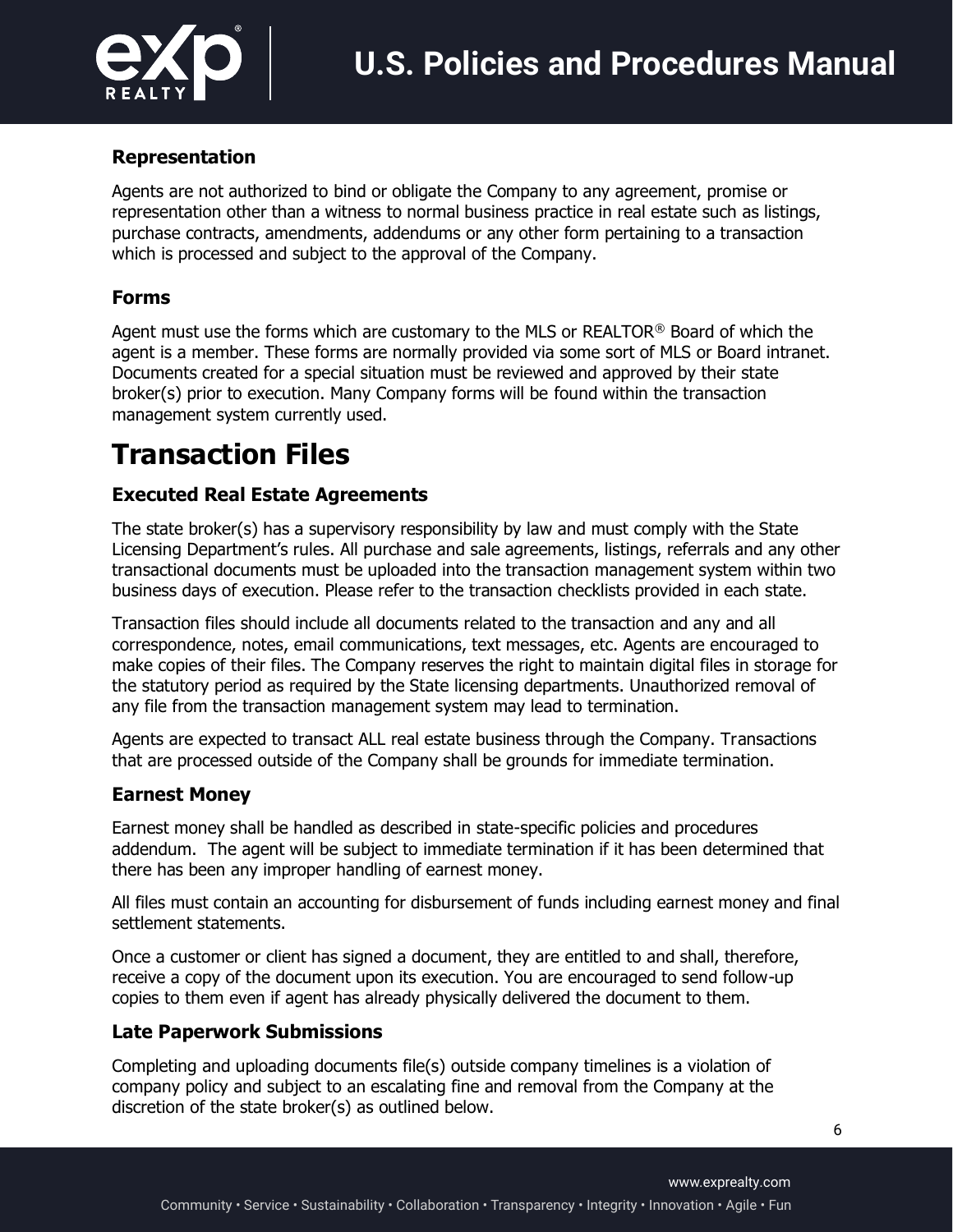### Representation

Agents are not authorized to bind or obligate the Company to any agreement, promise or representation other than a witness to normal business practice in real estate such as listings, purchase contracts, amendments, addendums or any other form pertaining to a transaction which is processed and subject to the approval of the Company.

### Forms

Agent must use the forms which are customary to the MLS or REALTOR® Board of which the agent is a member. These forms are normally provided via some sort of MLS or Board intranet. Documents created for a special situation must be reviewed and approved by their state broker(s) prior to execution. Many Company forms will be found within the transaction management system currently used.

## Transaction Files

### Executed Real Estate Agreements

The state broker(s) has a supervisory responsibility by law and must comply with the State Licensing Department's rules. All purchase and sale agreements, listings, referrals and any other transactional documents must be uploaded into the transaction management system within two business days of execution. Please refer to the transaction checklists provided in each state.

Transaction files should include all documents related to the transaction and any and all correspondence, notes, email communications, text messages, etc. Agents are encouraged to make copies of their files. The Company reserves the right to maintain digital files in storage for the statutory period as required by the State licensing departments. Unauthorized removal of any file from the transaction management system may lead to termination.

Agents are expected to transact ALL real estate business through the Company. Transactions that are processed outside of the Company shall be grounds for immediate termination.

### Earnest Money

Earnest money shall be handled as described in state-specific policies and procedures addendum. The agent will be subject to immediate termination if it has been determined that there has been any improper handling of earnest money.

All files must contain an accounting for disbursement of funds including earnest money and final settlement statements.

Once a customer or client has signed a document, they are entitled to and shall, therefore, receive a copy of the document upon its execution. You are encouraged to send follow-up copies to them even if agent has already physically delivered the document to them.

### Late Paperwork Submissions

Completing and uploading documents file(s) outside company timelines is a violation of company policy and subject to an escalating fine and removal from the Company at the discretion of the state broker(s) as outlined below.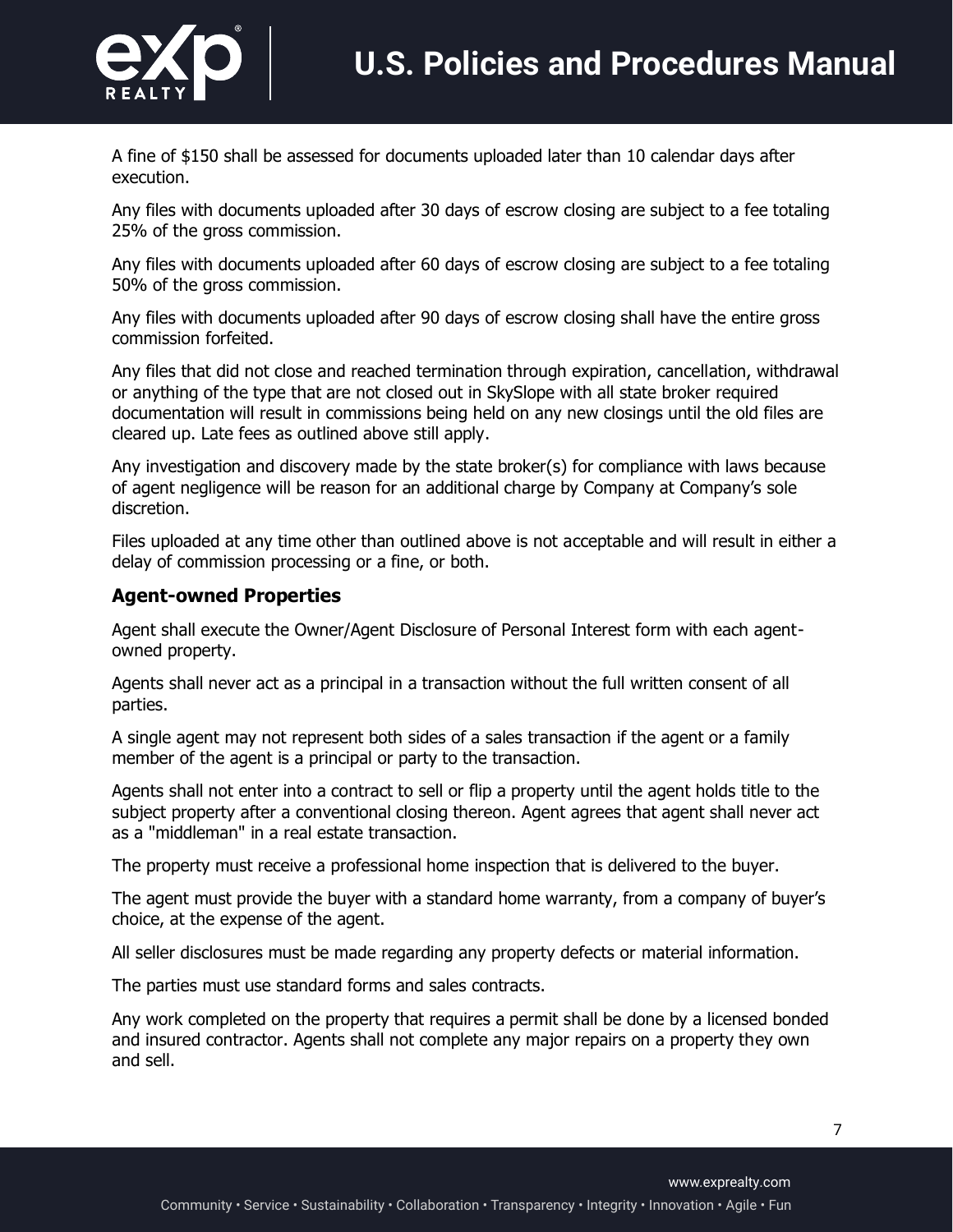A fine of $150 shall be assessed for documents uploaded later than 10 calendar days after execution.

Any files with documents uploaded after 30 days of escrow closing are subject to a fee totaling 25% of the gross commission.

Any files with documents uploaded after 60 days of escrow closing are subject to a fee totaling 50% of the gross commission.

Any files with documents uploaded after 90 days of escrow closing shall have the entire gross commission forfeited.

Any files that did not close and reached termination through expiration, cancellation, withdrawal or anything of the type that are not closed out in SkySlope with all state broker required documentation will result in commissions being held on any new closings until the old files are cleared up. Late fees as outlined above still apply.

Any investigation and discovery made by the state broker(s) for compliance with laws because of agent negligence will be reason for an additional charge by Company at Company's sole discretion.

Files uploaded at any time other than outlined above is not acceptable and will result in either a delay of commission processing or a fine, or both.

### Agent-owned Properties

Agent shall execute the Owner/Agent Disclosure of Personal Interest form with each agent-owned property.

Agents shall never act as a principal in a transaction without the full written consent of all parties.

A single agent may not represent both sides of a sales transaction if the agent or a family member of the agent is a principal or party to the transaction.

Agents shall not enter into a contract to sell or flip a property until the agent holds title to the subject property after a conventional closing thereon. Agent agrees that agent shall never act as a "middleman" in a real estate transaction.

The property must receive a professional home inspection that is delivered to the buyer.

The agent must provide the buyer with a standard home warranty, from a company of buyer's choice, at the expense of the agent.

All seller disclosures must be made regarding any property defects or material information.

The parties must use standard forms and sales contracts.

Any work completed on the property that requires a permit shall be done by a licensed bonded and insured contractor. Agents shall not complete any major repairs on a property they own and sell.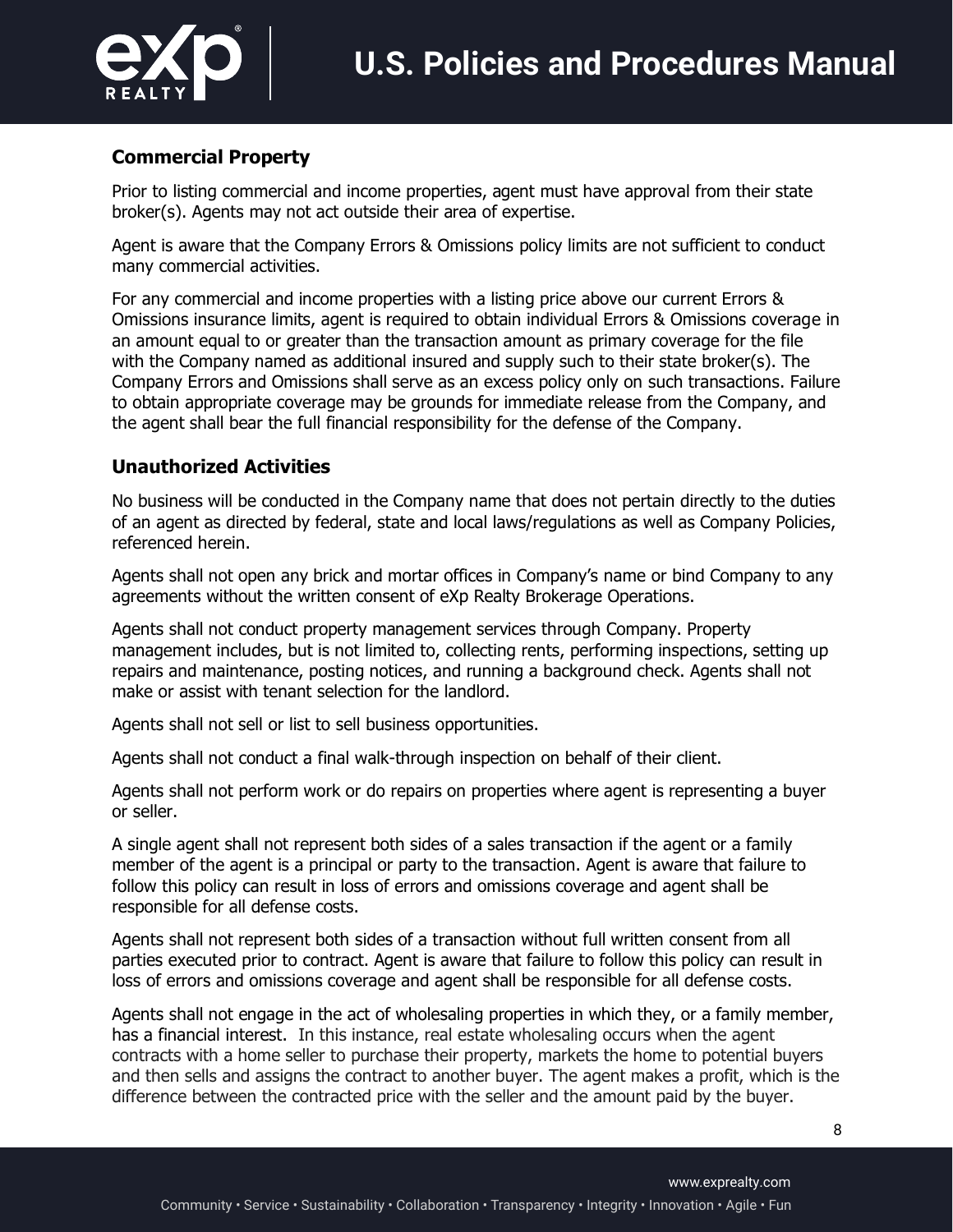## Commercial Property

Prior to listing commercial and income properties, agent must have approval from their state broker(s). Agents may not act outside their area of expertise.

Agent is aware that the Company Errors & Omissions policy limits are not sufficient to conduct many commercial activities.

For any commercial and income properties with a listing price above our current Errors & Omissions insurance limits, agent is required to obtain individual Errors & Omissions coverage in an amount equal to or greater than the transaction amount as primary coverage for the file with the Company named as additional insured and supply such to their state broker(s). The Company Errors and Omissions shall serve as an excess policy only on such transactions. Failure to obtain appropriate coverage may be grounds for immediate release from the Company, and the agent shall bear the full financial responsibility for the defense of the Company.

## Unauthorized Activities

No business will be conducted in the Company name that does not pertain directly to the duties of an agent as directed by federal, state and local laws/regulations as well as Company Policies, referenced herein.

Agents shall not open any brick and mortar offices in Company's name or bind Company to any agreements without the written consent of eXp Realty Brokerage Operations.

Agents shall not conduct property management services through Company. Property management includes, but is not limited to, collecting rents, performing inspections, setting up repairs and maintenance, posting notices, and running a background check. Agents shall not make or assist with tenant selection for the landlord.

Agents shall not sell or list to sell business opportunities.

Agents shall not conduct a final walk-through inspection on behalf of their client.

Agents shall not perform work or do repairs on properties where agent is representing a buyer or seller.

A single agent shall not represent both sides of a sales transaction if the agent or a family member of the agent is a principal or party to the transaction. Agent is aware that failure to follow this policy can result in loss of errors and omissions coverage and agent shall be responsible for all defense costs.

Agents shall not represent both sides of a transaction without full written consent from all parties executed prior to contract. Agent is aware that failure to follow this policy can result in loss of errors and omissions coverage and agent shall be responsible for all defense costs.

Agents shall not engage in the act of wholesaling properties in which they, or a family member, has a financial interest. In this instance, real estate wholesaling occurs when the agent contracts with a home seller to purchase their property, markets the home to potential buyers and then sells and assigns the contract to another buyer. The agent makes a profit, which is the difference between the contracted price with the seller and the amount paid by the buyer.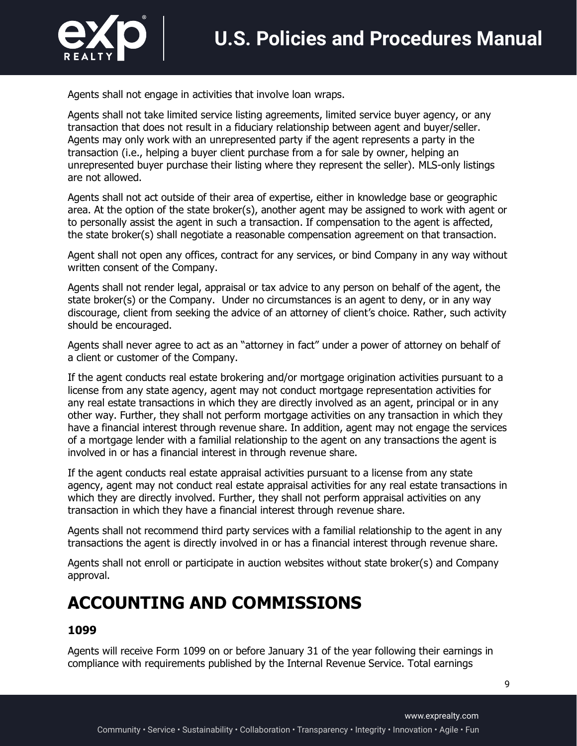Agents shall not engage in activities that involve loan wraps.

Agents shall not take limited service listing agreements, limited service buyer agency, or any transaction that does not result in a fiduciary relationship between agent and buyer/seller. Agents may only work with an unrepresented party if the agent represents a party in the transaction (i.e., helping a buyer client purchase from a for sale by owner, helping an unrepresented buyer purchase their listing where they represent the seller). MLS-only listings are not allowed.

Agents shall not act outside of their area of expertise, either in knowledge base or geographic area. At the option of the state broker(s), another agent may be assigned to work with agent or to personally assist the agent in such a transaction. If compensation to the agent is affected, the state broker(s) shall negotiate a reasonable compensation agreement on that transaction.

Agent shall not open any offices, contract for any services, or bind Company in any way without written consent of the Company.

Agents shall not render legal, appraisal or tax advice to any person on behalf of the agent, the state broker(s) or the Company.  Under no circumstances is an agent to deny, or in any way discourage, client from seeking the advice of an attorney of client's choice. Rather, such activity should be encouraged.

Agents shall never agree to act as an "attorney in fact" under a power of attorney on behalf of a client or customer of the Company.

If the agent conducts real estate brokering and/or mortgage origination activities pursuant to a license from any state agency, agent may not conduct mortgage representation activities for any real estate transactions in which they are directly involved as an agent, principal or in any other way. Further, they shall not perform mortgage activities on any transaction in which they have a financial interest through revenue share. In addition, agent may not engage the services of a mortgage lender with a familial relationship to the agent on any transactions the agent is involved in or has a financial interest in through revenue share.

If the agent conducts real estate appraisal activities pursuant to a license from any state agency, agent may not conduct real estate appraisal activities for any real estate transactions in which they are directly involved. Further, they shall not perform appraisal activities on any transaction in which they have a financial interest through revenue share.

Agents shall not recommend third party services with a familial relationship to the agent in any transactions the agent is directly involved in or has a financial interest through revenue share.

Agents shall not enroll or participate in auction websites without state broker(s) and Company approval.

# ACCOUNTING AND COMMISSIONS

### 1099

Agents will receive Form 1099 on or before January 31 of the year following their earnings in compliance with requirements published by the Internal Revenue Service. Total earnings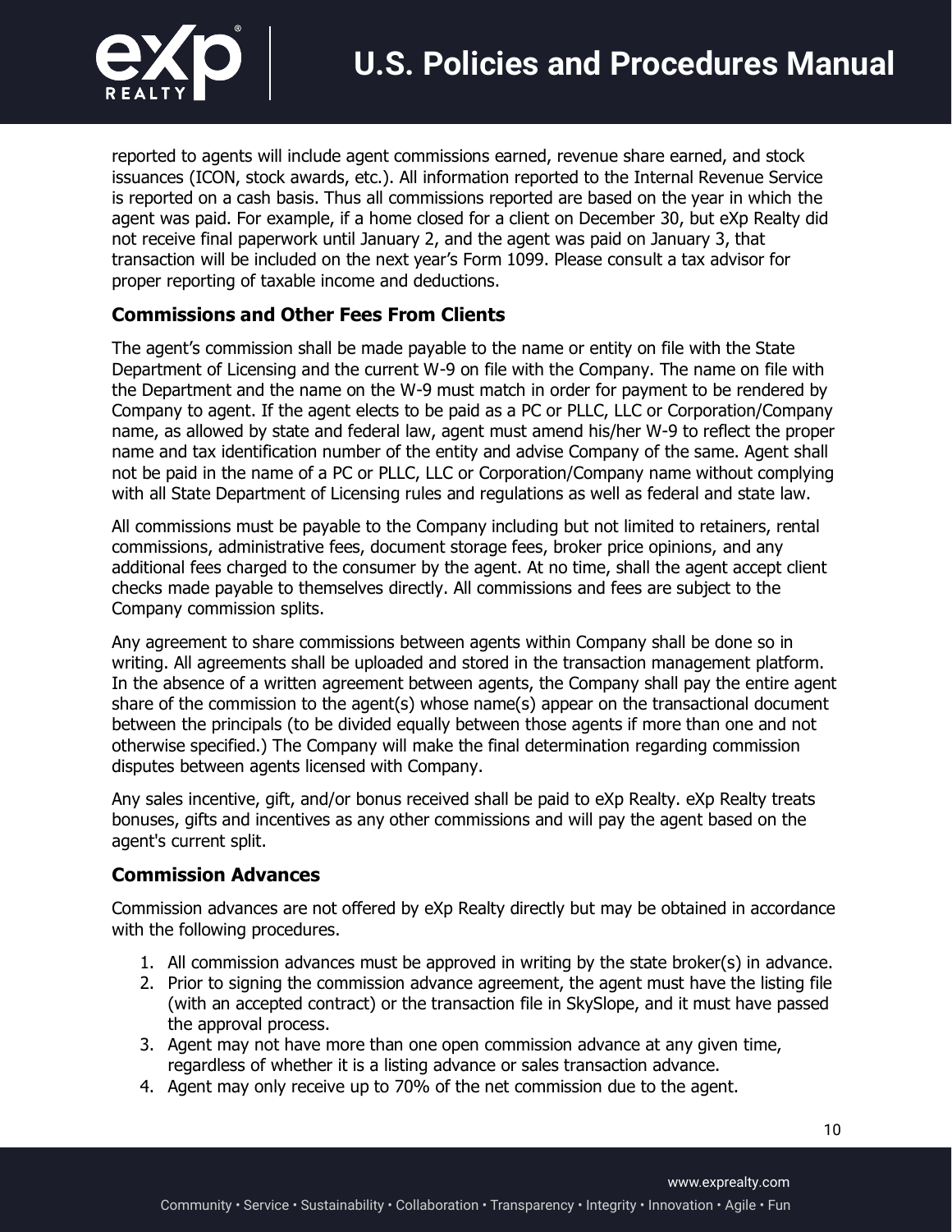reported to agents will include agent commissions earned, revenue share earned, and stock issuances (ICON, stock awards, etc.). All information reported to the Internal Revenue Service is reported on a cash basis. Thus all commissions reported are based on the year in which the agent was paid. For example, if a home closed for a client on December 30, but eXp Realty did not receive final paperwork until January 2, and the agent was paid on January 3, that transaction will be included on the next year's Form 1099. Please consult a tax advisor for proper reporting of taxable income and deductions.

### Commissions and Other Fees From Clients

The agent's commission shall be made payable to the name or entity on file with the State Department of Licensing and the current W-9 on file with the Company. The name on file with the Department and the name on the W-9 must match in order for payment to be rendered by Company to agent. If the agent elects to be paid as a PC or PLLC, LLC or Corporation/Company name, as allowed by state and federal law, agent must amend his/her W-9 to reflect the proper name and tax identification number of the entity and advise Company of the same. Agent shall not be paid in the name of a PC or PLLC, LLC or Corporation/Company name without complying with all State Department of Licensing rules and regulations as well as federal and state law.

All commissions must be payable to the Company including but not limited to retainers, rental commissions, administrative fees, document storage fees, broker price opinions, and any additional fees charged to the consumer by the agent. At no time, shall the agent accept client checks made payable to themselves directly. All commissions and fees are subject to the Company commission splits.

Any agreement to share commissions between agents within Company shall be done so in writing. All agreements shall be uploaded and stored in the transaction management platform. In the absence of a written agreement between agents, the Company shall pay the entire agent share of the commission to the agent(s) whose name(s) appear on the transactional document between the principals (to be divided equally between those agents if more than one and not otherwise specified.) The Company will make the final determination regarding commission disputes between agents licensed with Company.

Any sales incentive, gift, and/or bonus received shall be paid to eXp Realty. eXp Realty treats bonuses, gifts and incentives as any other commissions and will pay the agent based on the agent's current split.

### Commission Advances

Commission advances are not offered by eXp Realty directly but may be obtained in accordance with the following procedures.

1. All commission advances must be approved in writing by the state broker(s) in advance.
2. Prior to signing the commission advance agreement, the agent must have the listing file (with an accepted contract) or the transaction file in SkySlope, and it must have passed the approval process.
3. Agent may not have more than one open commission advance at any given time, regardless of whether it is a listing advance or sales transaction advance.
4. Agent may only receive up to 70% of the net commission due to the agent.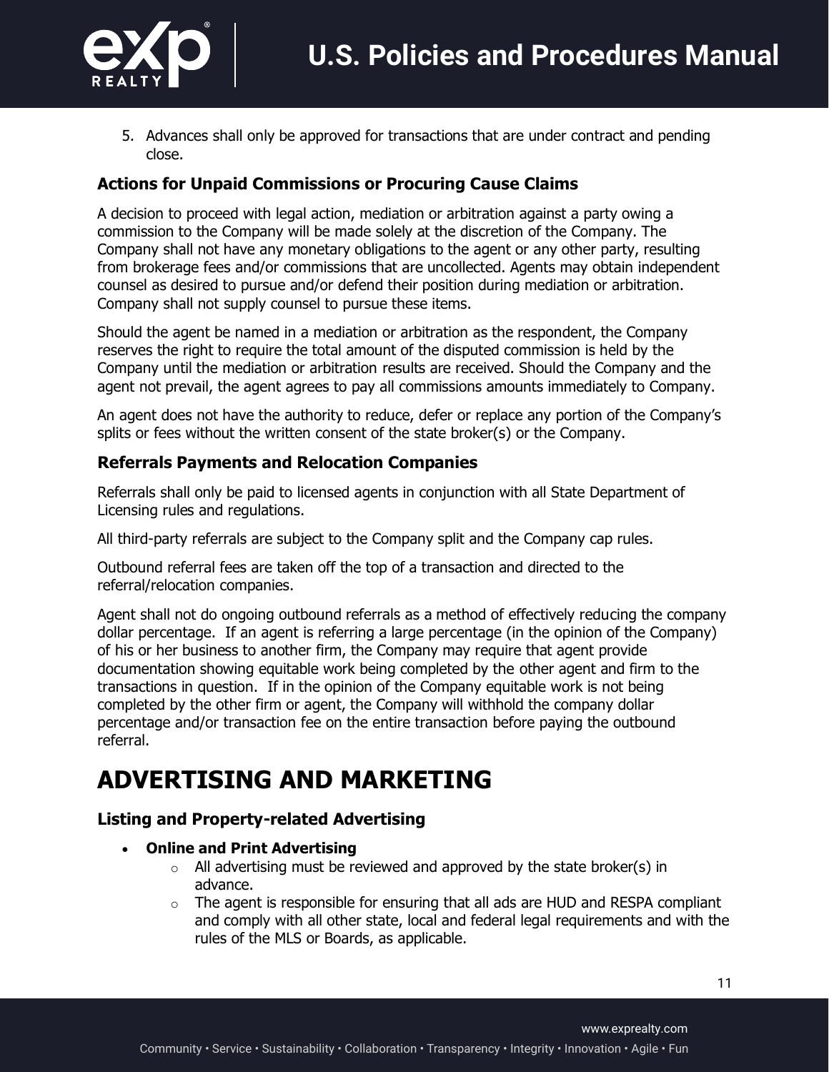5. Advances shall only be approved for transactions that are under contract and pending close.

### Actions for Unpaid Commissions or Procuring Cause Claims

A decision to proceed with legal action, mediation or arbitration against a party owing a commission to the Company will be made solely at the discretion of the Company. The Company shall not have any monetary obligations to the agent or any other party, resulting from brokerage fees and/or commissions that are uncollected. Agents may obtain independent counsel as desired to pursue and/or defend their position during mediation or arbitration. Company shall not supply counsel to pursue these items.

Should the agent be named in a mediation or arbitration as the respondent, the Company reserves the right to require the total amount of the disputed commission is held by the Company until the mediation or arbitration results are received. Should the Company and the agent not prevail, the agent agrees to pay all commissions amounts immediately to Company.

An agent does not have the authority to reduce, defer or replace any portion of the Company's splits or fees without the written consent of the state broker(s) or the Company.

### Referrals Payments and Relocation Companies

Referrals shall only be paid to licensed agents in conjunction with all State Department of Licensing rules and regulations.

All third-party referrals are subject to the Company split and the Company cap rules.

Outbound referral fees are taken off the top of a transaction and directed to the referral/relocation companies.

Agent shall not do ongoing outbound referrals as a method of effectively reducing the company dollar percentage. If an agent is referring a large percentage (in the opinion of the Company) of his or her business to another firm, the Company may require that agent provide documentation showing equitable work being completed by the other agent and firm to the transactions in question. If in the opinion of the Company equitable work is not being completed by the other firm or agent, the Company will withhold the company dollar percentage and/or transaction fee on the entire transaction before paying the outbound referral.

## ADVERTISING AND MARKETING

### Listing and Property-related Advertising

- **Online and Print Advertising**
  - All advertising must be reviewed and approved by the state broker(s) in advance.
  - The agent is responsible for ensuring that all ads are HUD and RESPA compliant and comply with all other state, local and federal legal requirements and with the rules of the MLS or Boards, as applicable.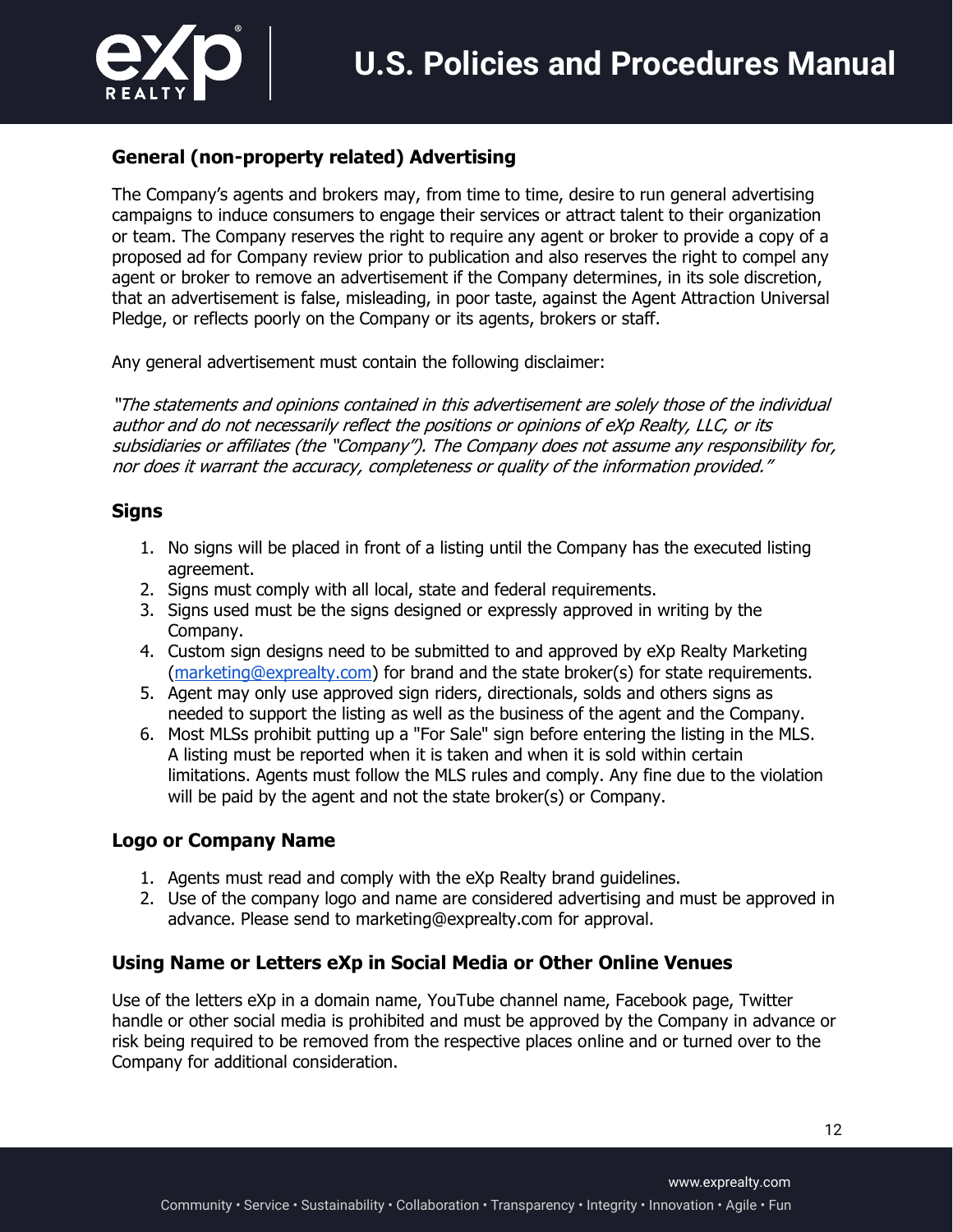## General (non-property related) Advertising

The Company's agents and brokers may, from time to time, desire to run general advertising campaigns to induce consumers to engage their services or attract talent to their organization or team. The Company reserves the right to require any agent or broker to provide a copy of a proposed ad for Company review prior to publication and also reserves the right to compel any agent or broker to remove an advertisement if the Company determines, in its sole discretion, that an advertisement is false, misleading, in poor taste, against the Agent Attraction Universal Pledge, or reflects poorly on the Company or its agents, brokers or staff.

Any general advertisement must contain the following disclaimer:

*"The statements and opinions contained in this advertisement are solely those of the individual author and do not necessarily reflect the positions or opinions of eXp Realty, LLC, or its subsidiaries or affiliates (the "Company"). The Company does not assume any responsibility for, nor does it warrant the accuracy, completeness or quality of the information provided."*

## Signs

1. No signs will be placed in front of a listing until the Company has the executed listing agreement.
2. Signs must comply with all local, state and federal requirements.
3. Signs used must be the signs designed or expressly approved in writing by the Company.
4. Custom sign designs need to be submitted to and approved by eXp Realty Marketing (marketing@exprealty.com) for brand and the state broker(s) for state requirements.
5. Agent may only use approved sign riders, directionals, solds and others signs as needed to support the listing as well as the business of the agent and the Company.
6. Most MLSs prohibit putting up a "For Sale" sign before entering the listing in the MLS. A listing must be reported when it is taken and when it is sold within certain limitations. Agents must follow the MLS rules and comply. Any fine due to the violation will be paid by the agent and not the state broker(s) or Company.

## Logo or Company Name

1. Agents must read and comply with the eXp Realty brand guidelines.
2. Use of the company logo and name are considered advertising and must be approved in advance. Please send to marketing@exprealty.com for approval.

## Using Name or Letters eXp in Social Media or Other Online Venues

Use of the letters eXp in a domain name, YouTube channel name, Facebook page, Twitter handle or other social media is prohibited and must be approved by the Company in advance or risk being required to be removed from the respective places online and or turned over to the Company for additional consideration.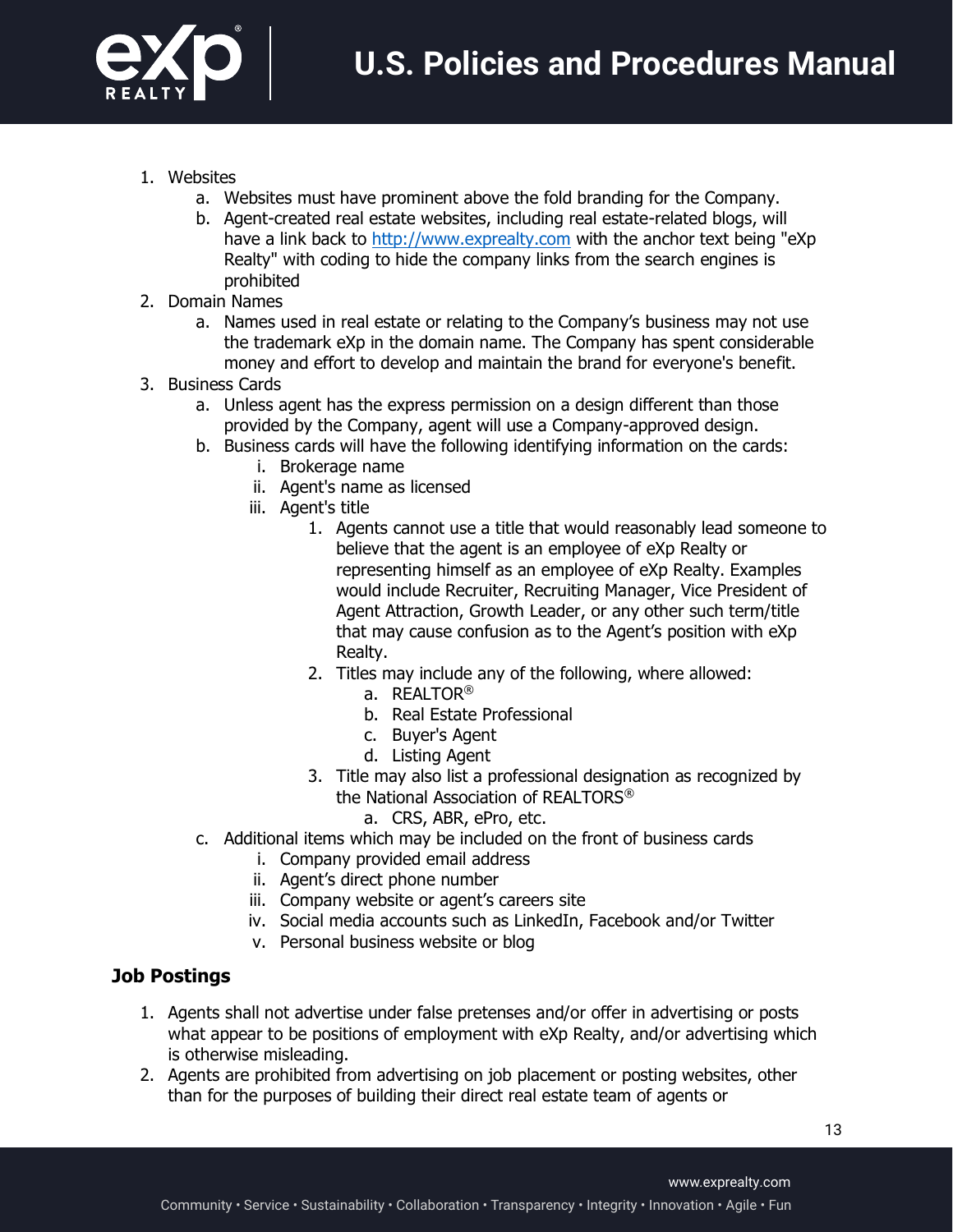1. Websites
    a. Websites must have prominent above the fold branding for the Company.
    b. Agent-created real estate websites, including real estate-related blogs, will have a link back to http://www.exprealty.com with the anchor text being "eXp Realty" with coding to hide the company links from the search engines is prohibited
2. Domain Names
    a. Names used in real estate or relating to the Company's business may not use the trademark eXp in the domain name. The Company has spent considerable money and effort to develop and maintain the brand for everyone's benefit.
3. Business Cards
    a. Unless agent has the express permission on a design different than those provided by the Company, agent will use a Company-approved design.
    b. Business cards will have the following identifying information on the cards:
        i. Brokerage name
        ii. Agent's name as licensed
        iii. Agent's title
            1. Agents cannot use a title that would reasonably lead someone to believe that the agent is an employee of eXp Realty or representing himself as an employee of eXp Realty. Examples would include Recruiter, Recruiting Manager, Vice President of Agent Attraction, Growth Leader, or any other such term/title that may cause confusion as to the Agent's position with eXp Realty.
            2. Titles may include any of the following, where allowed:
                a. REALTOR®
                b. Real Estate Professional
                c. Buyer's Agent
                d. Listing Agent
            3. Title may also list a professional designation as recognized by the National Association of REALTORS®
                a. CRS, ABR, ePro, etc.
    c. Additional items which may be included on the front of business cards
        i. Company provided email address
        ii. Agent's direct phone number
        iii. Company website or agent's careers site
        iv. Social media accounts such as LinkedIn, Facebook and/or Twitter
        v. Personal business website or blog

## Job Postings

1. Agents shall not advertise under false pretenses and/or offer in advertising or posts what appear to be positions of employment with eXp Realty, and/or advertising which is otherwise misleading.
2. Agents are prohibited from advertising on job placement or posting websites, other than for the purposes of building their direct real estate team of agents or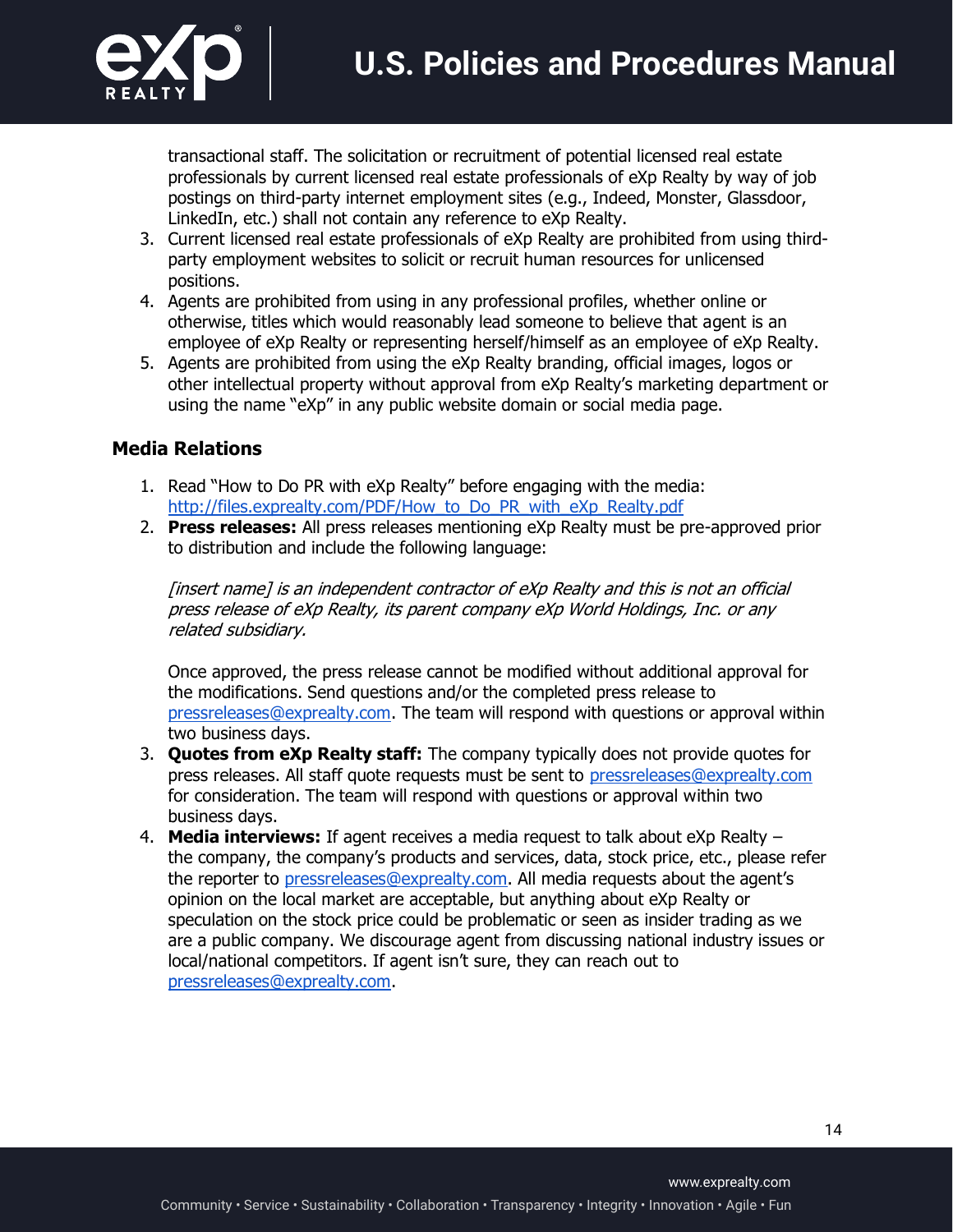transactional staff. The solicitation or recruitment of potential licensed real estate professionals by current licensed real estate professionals of eXp Realty by way of job postings on third-party internet employment sites (e.g., Indeed, Monster, Glassdoor, LinkedIn, etc.) shall not contain any reference to eXp Realty.

3. Current licensed real estate professionals of eXp Realty are prohibited from using third-party employment websites to solicit or recruit human resources for unlicensed positions.
4. Agents are prohibited from using in any professional profiles, whether online or otherwise, titles which would reasonably lead someone to believe that agent is an employee of eXp Realty or representing herself/himself as an employee of eXp Realty.
5. Agents are prohibited from using the eXp Realty branding, official images, logos or other intellectual property without approval from eXp Realty's marketing department or using the name "eXp" in any public website domain or social media page.

### Media Relations

1. Read "How to Do PR with eXp Realty" before engaging with the media: http://files.exprealty.com/PDF/How_to_Do_PR_with_eXp_Realty.pdf
2. **Press releases:** All press releases mentioning eXp Realty must be pre-approved prior to distribution and include the following language:

   *[insert name] is an independent contractor of eXp Realty and this is not an official press release of eXp Realty, its parent company eXp World Holdings, Inc. or any related subsidiary.*

   Once approved, the press release cannot be modified without additional approval for the modifications. Send questions and/or the completed press release to pressreleases@exprealty.com. The team will respond with questions or approval within two business days.
3. **Quotes from eXp Realty staff:** The company typically does not provide quotes for press releases. All staff quote requests must be sent to pressreleases@exprealty.com for consideration. The team will respond with questions or approval within two business days.
4. **Media interviews:** If agent receives a media request to talk about eXp Realty – the company, the company's products and services, data, stock price, etc., please refer the reporter to pressreleases@exprealty.com. All media requests about the agent's opinion on the local market are acceptable, but anything about eXp Realty or speculation on the stock price could be problematic or seen as insider trading as we are a public company. We discourage agent from discussing national industry issues or local/national competitors. If agent isn't sure, they can reach out to pressreleases@exprealty.com.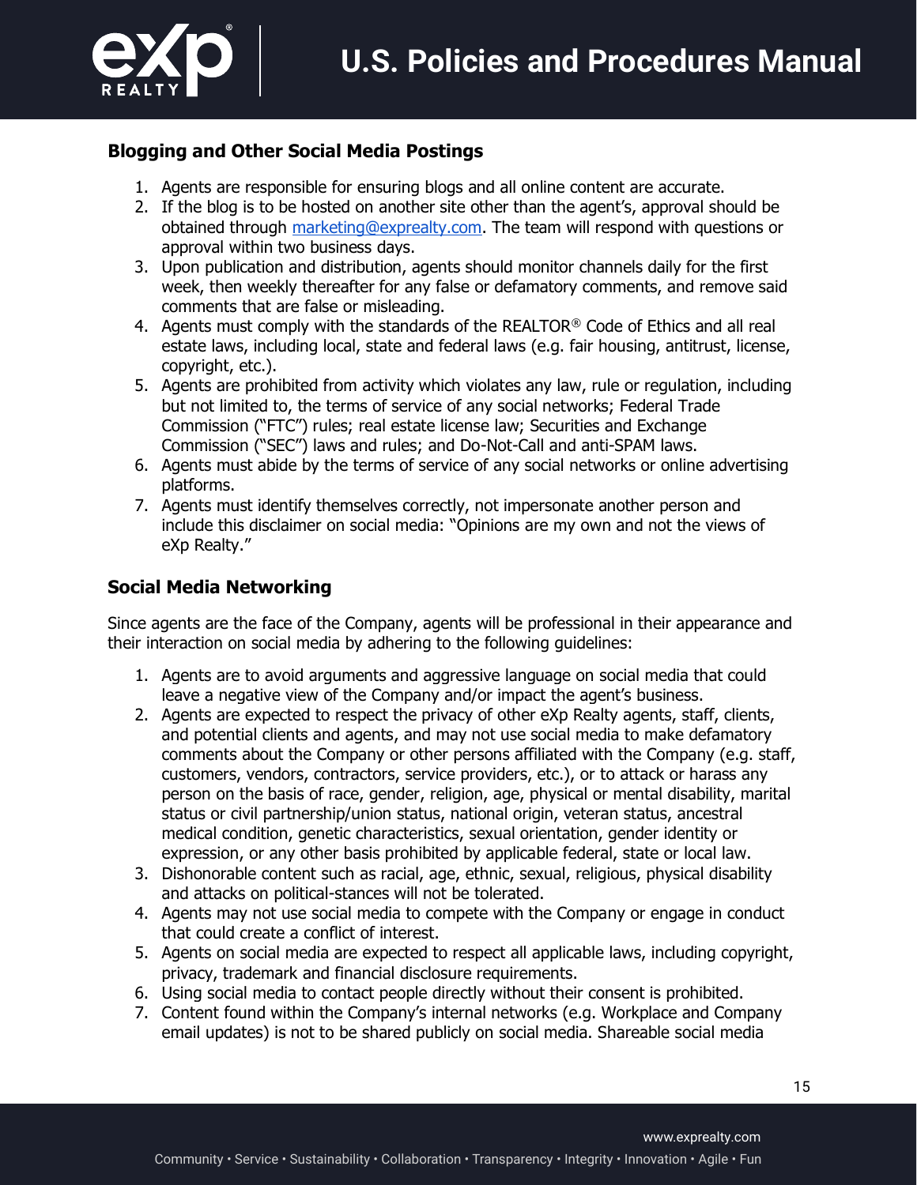## Blogging and Other Social Media Postings

1. Agents are responsible for ensuring blogs and all online content are accurate.
2. If the blog is to be hosted on another site other than the agent's, approval should be obtained through marketing@exprealty.com. The team will respond with questions or approval within two business days.
3. Upon publication and distribution, agents should monitor channels daily for the first week, then weekly thereafter for any false or defamatory comments, and remove said comments that are false or misleading.
4. Agents must comply with the standards of the REALTOR® Code of Ethics and all real estate laws, including local, state and federal laws (e.g. fair housing, antitrust, license, copyright, etc.).
5. Agents are prohibited from activity which violates any law, rule or regulation, including but not limited to, the terms of service of any social networks; Federal Trade Commission ("FTC") rules; real estate license law; Securities and Exchange Commission ("SEC") laws and rules; and Do-Not-Call and anti-SPAM laws.
6. Agents must abide by the terms of service of any social networks or online advertising platforms.
7. Agents must identify themselves correctly, not impersonate another person and include this disclaimer on social media: "Opinions are my own and not the views of eXp Realty."

## Social Media Networking

Since agents are the face of the Company, agents will be professional in their appearance and their interaction on social media by adhering to the following guidelines:

1. Agents are to avoid arguments and aggressive language on social media that could leave a negative view of the Company and/or impact the agent's business.
2. Agents are expected to respect the privacy of other eXp Realty agents, staff, clients, and potential clients and agents, and may not use social media to make defamatory comments about the Company or other persons affiliated with the Company (e.g. staff, customers, vendors, contractors, service providers, etc.), or to attack or harass any person on the basis of race, gender, religion, age, physical or mental disability, marital status or civil partnership/union status, national origin, veteran status, ancestral medical condition, genetic characteristics, sexual orientation, gender identity or expression, or any other basis prohibited by applicable federal, state or local law.
3. Dishonorable content such as racial, age, ethnic, sexual, religious, physical disability and attacks on political-stances will not be tolerated.
4. Agents may not use social media to compete with the Company or engage in conduct that could create a conflict of interest.
5. Agents on social media are expected to respect all applicable laws, including copyright, privacy, trademark and financial disclosure requirements.
6. Using social media to contact people directly without their consent is prohibited.
7. Content found within the Company's internal networks (e.g. Workplace and Company email updates) is not to be shared publicly on social media. Shareable social media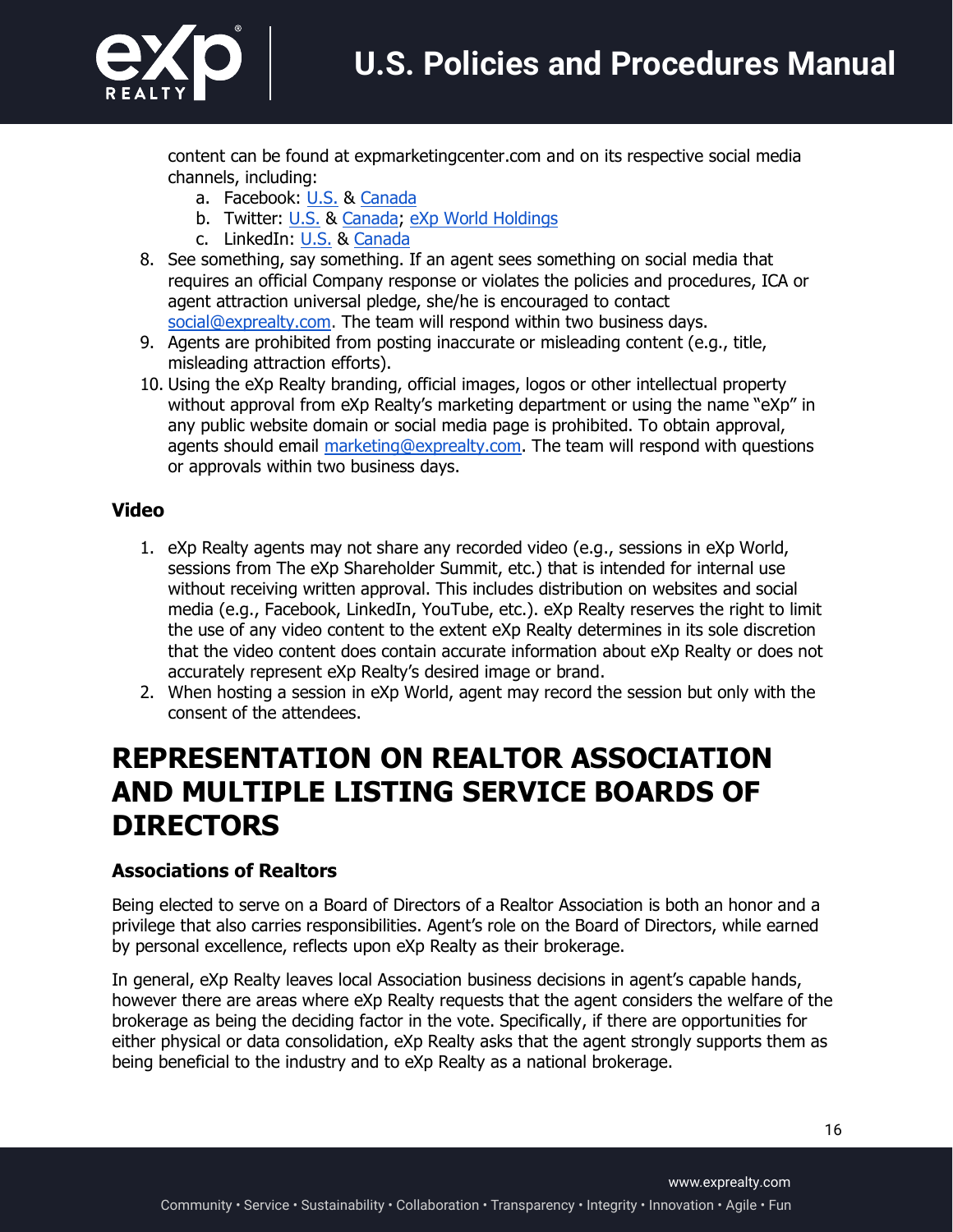content can be found at expmarketingcenter.com and on its respective social media channels, including:

   a. Facebook: U.S. & Canada
   b. Twitter: U.S. & Canada; eXp World Holdings
   c. LinkedIn: U.S. & Canada

8. See something, say something. If an agent sees something on social media that requires an official Company response or violates the policies and procedures, ICA or agent attraction universal pledge, she/he is encouraged to contact social@exprealty.com. The team will respond within two business days.
9. Agents are prohibited from posting inaccurate or misleading content (e.g., title, misleading attraction efforts).
10. Using the eXp Realty branding, official images, logos or other intellectual property without approval from eXp Realty's marketing department or using the name "eXp" in any public website domain or social media page is prohibited. To obtain approval, agents should email marketing@exprealty.com. The team will respond with questions or approvals within two business days.

### Video

1. eXp Realty agents may not share any recorded video (e.g., sessions in eXp World, sessions from The eXp Shareholder Summit, etc.) that is intended for internal use without receiving written approval. This includes distribution on websites and social media (e.g., Facebook, LinkedIn, YouTube, etc.). eXp Realty reserves the right to limit the use of any video content to the extent eXp Realty determines in its sole discretion that the video content does contain accurate information about eXp Realty or does not accurately represent eXp Realty's desired image or brand.
2. When hosting a session in eXp World, agent may record the session but only with the consent of the attendees.

## REPRESENTATION ON REALTOR ASSOCIATION AND MULTIPLE LISTING SERVICE BOARDS OF DIRECTORS

### Associations of Realtors

Being elected to serve on a Board of Directors of a Realtor Association is both an honor and a privilege that also carries responsibilities. Agent's role on the Board of Directors, while earned by personal excellence, reflects upon eXp Realty as their brokerage.

In general, eXp Realty leaves local Association business decisions in agent's capable hands, however there are areas where eXp Realty requests that the agent considers the welfare of the brokerage as being the deciding factor in the vote. Specifically, if there are opportunities for either physical or data consolidation, eXp Realty asks that the agent strongly supports them as being beneficial to the industry and to eXp Realty as a national brokerage.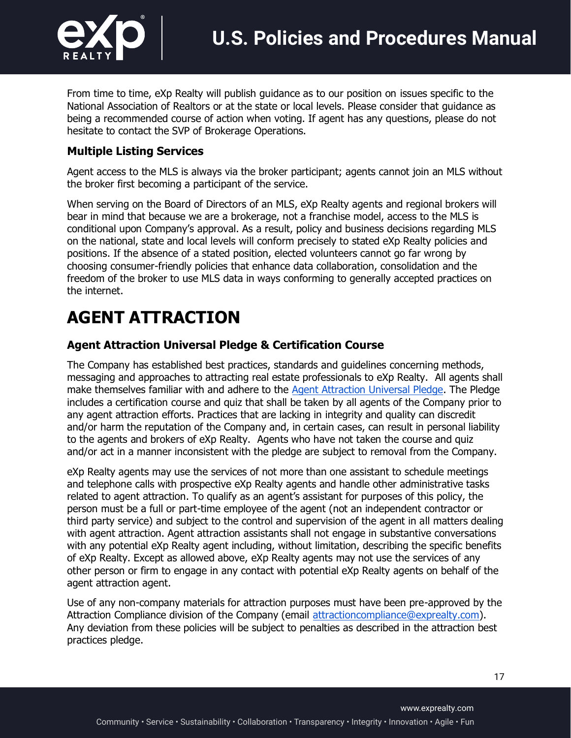From time to time, eXp Realty will publish guidance as to our position on issues specific to the National Association of Realtors or at the state or local levels. Please consider that guidance as being a recommended course of action when voting. If agent has any questions, please do not hesitate to contact the SVP of Brokerage Operations.

### Multiple Listing Services

Agent access to the MLS is always via the broker participant; agents cannot join an MLS without the broker first becoming a participant of the service.

When serving on the Board of Directors of an MLS, eXp Realty agents and regional brokers will bear in mind that because we are a brokerage, not a franchise model, access to the MLS is conditional upon Company's approval. As a result, policy and business decisions regarding MLS on the national, state and local levels will conform precisely to stated eXp Realty policies and positions. If the absence of a stated position, elected volunteers cannot go far wrong by choosing consumer-friendly policies that enhance data collaboration, consolidation and the freedom of the broker to use MLS data in ways conforming to generally accepted practices on the internet.

## AGENT ATTRACTION

### Agent Attraction Universal Pledge & Certification Course

The Company has established best practices, standards and guidelines concerning methods, messaging and approaches to attracting real estate professionals to eXp Realty. All agents shall make themselves familiar with and adhere to the Agent Attraction Universal Pledge. The Pledge includes a certification course and quiz that shall be taken by all agents of the Company prior to any agent attraction efforts. Practices that are lacking in integrity and quality can discredit and/or harm the reputation of the Company and, in certain cases, can result in personal liability to the agents and brokers of eXp Realty. Agents who have not taken the course and quiz and/or act in a manner inconsistent with the pledge are subject to removal from the Company.

eXp Realty agents may use the services of not more than one assistant to schedule meetings and telephone calls with prospective eXp Realty agents and handle other administrative tasks related to agent attraction. To qualify as an agent's assistant for purposes of this policy, the person must be a full or part-time employee of the agent (not an independent contractor or third party service) and subject to the control and supervision of the agent in all matters dealing with agent attraction. Agent attraction assistants shall not engage in substantive conversations with any potential eXp Realty agent including, without limitation, describing the specific benefits of eXp Realty. Except as allowed above, eXp Realty agents may not use the services of any other person or firm to engage in any contact with potential eXp Realty agents on behalf of the agent attraction agent.

Use of any non-company materials for attraction purposes must have been pre-approved by the Attraction Compliance division of the Company (email attractioncompliance@exprealty.com). Any deviation from these policies will be subject to penalties as described in the attraction best practices pledge.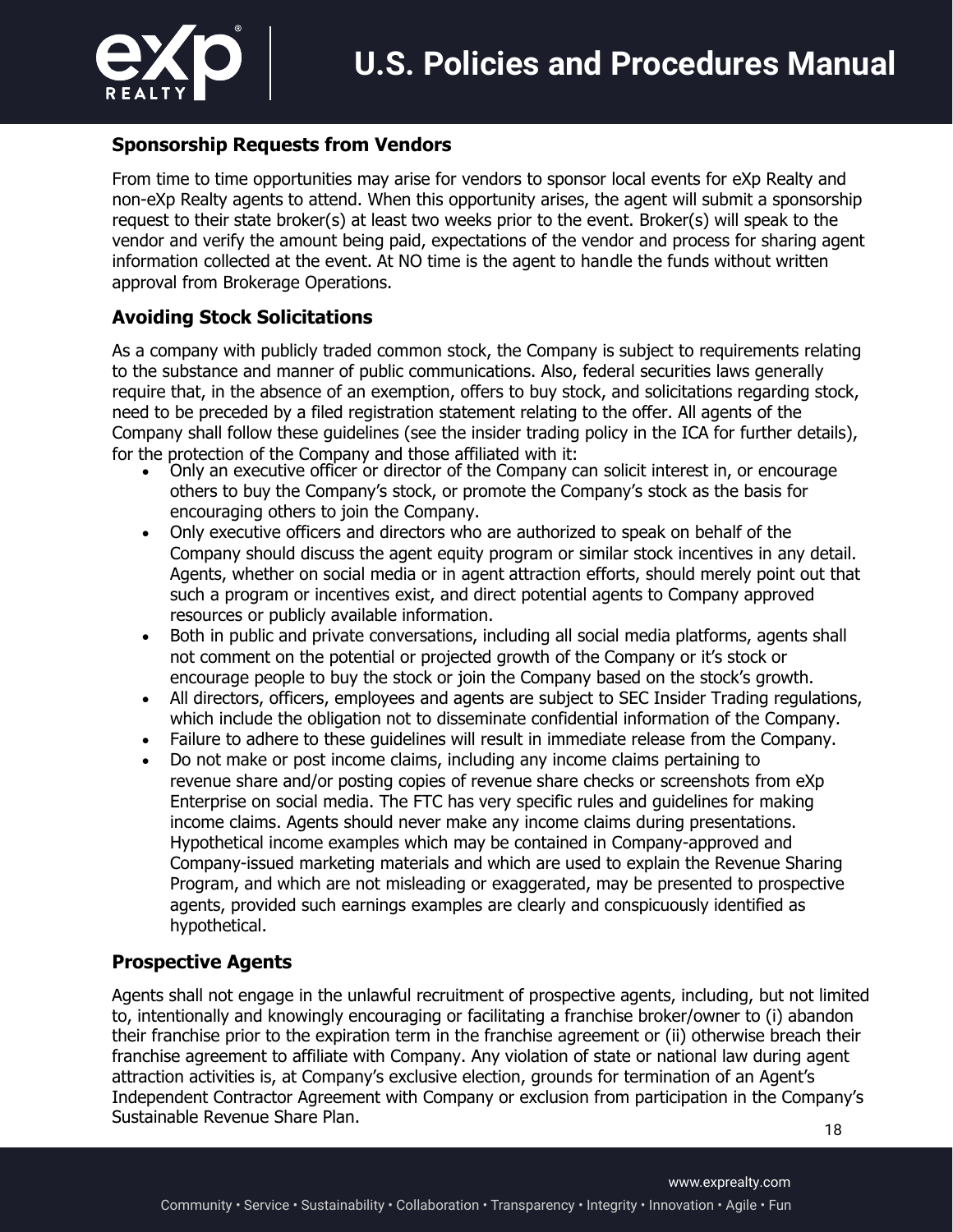### Sponsorship Requests from Vendors

From time to time opportunities may arise for vendors to sponsor local events for eXp Realty and non-eXp Realty agents to attend. When this opportunity arises, the agent will submit a sponsorship request to their state broker(s) at least two weeks prior to the event. Broker(s) will speak to the vendor and verify the amount being paid, expectations of the vendor and process for sharing agent information collected at the event. At NO time is the agent to handle the funds without written approval from Brokerage Operations.

### Avoiding Stock Solicitations

As a company with publicly traded common stock, the Company is subject to requirements relating to the substance and manner of public communications. Also, federal securities laws generally require that, in the absence of an exemption, offers to buy stock, and solicitations regarding stock, need to be preceded by a filed registration statement relating to the offer. All agents of the Company shall follow these guidelines (see the insider trading policy in the ICA for further details), for the protection of the Company and those affiliated with it:

- Only an executive officer or director of the Company can solicit interest in, or encourage others to buy the Company's stock, or promote the Company's stock as the basis for encouraging others to join the Company.
- Only executive officers and directors who are authorized to speak on behalf of the Company should discuss the agent equity program or similar stock incentives in any detail. Agents, whether on social media or in agent attraction efforts, should merely point out that such a program or incentives exist, and direct potential agents to Company approved resources or publicly available information.
- Both in public and private conversations, including all social media platforms, agents shall not comment on the potential or projected growth of the Company or it's stock or encourage people to buy the stock or join the Company based on the stock's growth.
- All directors, officers, employees and agents are subject to SEC Insider Trading regulations, which include the obligation not to disseminate confidential information of the Company.
- Failure to adhere to these guidelines will result in immediate release from the Company.
- Do not make or post income claims, including any income claims pertaining to revenue share and/or posting copies of revenue share checks or screenshots from eXp Enterprise on social media. The FTC has very specific rules and guidelines for making income claims. Agents should never make any income claims during presentations. Hypothetical income examples which may be contained in Company-approved and Company-issued marketing materials and which are used to explain the Revenue Sharing Program, and which are not misleading or exaggerated, may be presented to prospective agents, provided such earnings examples are clearly and conspicuously identified as hypothetical.

### Prospective Agents

Agents shall not engage in the unlawful recruitment of prospective agents, including, but not limited to, intentionally and knowingly encouraging or facilitating a franchise broker/owner to (i) abandon their franchise prior to the expiration term in the franchise agreement or (ii) otherwise breach their franchise agreement to affiliate with Company. Any violation of state or national law during agent attraction activities is, at Company's exclusive election, grounds for termination of an Agent's Independent Contractor Agreement with Company or exclusion from participation in the Company's Sustainable Revenue Share Plan.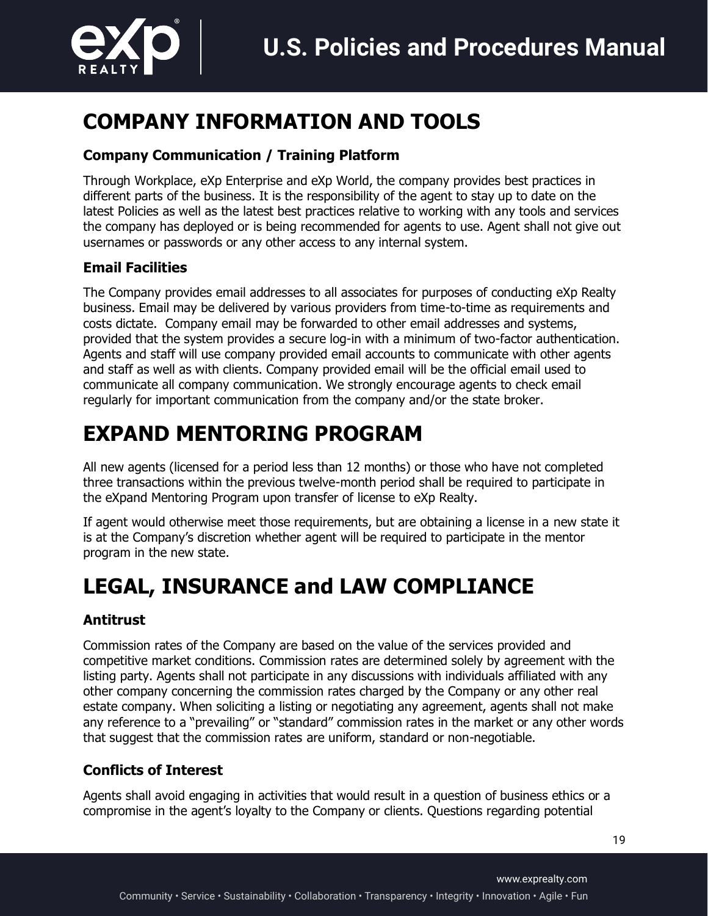# COMPANY INFORMATION AND TOOLS

### Company Communication / Training Platform

Through Workplace, eXp Enterprise and eXp World, the company provides best practices in different parts of the business. It is the responsibility of the agent to stay up to date on the latest Policies as well as the latest best practices relative to working with any tools and services the company has deployed or is being recommended for agents to use. Agent shall not give out usernames or passwords or any other access to any internal system.

### Email Facilities

The Company provides email addresses to all associates for purposes of conducting eXp Realty business. Email may be delivered by various providers from time-to-time as requirements and costs dictate. Company email may be forwarded to other email addresses and systems, provided that the system provides a secure log-in with a minimum of two-factor authentication. Agents and staff will use company provided email accounts to communicate with other agents and staff as well as with clients. Company provided email will be the official email used to communicate all company communication. We strongly encourage agents to check email regularly for important communication from the company and/or the state broker.

# EXPAND MENTORING PROGRAM

All new agents (licensed for a period less than 12 months) or those who have not completed three transactions within the previous twelve-month period shall be required to participate in the eXpand Mentoring Program upon transfer of license to eXp Realty.

If agent would otherwise meet those requirements, but are obtaining a license in a new state it is at the Company's discretion whether agent will be required to participate in the mentor program in the new state.

# LEGAL, INSURANCE and LAW COMPLIANCE

### Antitrust

Commission rates of the Company are based on the value of the services provided and competitive market conditions. Commission rates are determined solely by agreement with the listing party. Agents shall not participate in any discussions with individuals affiliated with any other company concerning the commission rates charged by the Company or any other real estate company. When soliciting a listing or negotiating any agreement, agents shall not make any reference to a "prevailing" or "standard" commission rates in the market or any other words that suggest that the commission rates are uniform, standard or non-negotiable.

### Conflicts of Interest

Agents shall avoid engaging in activities that would result in a question of business ethics or a compromise in the agent's loyalty to the Company or clients. Questions regarding potential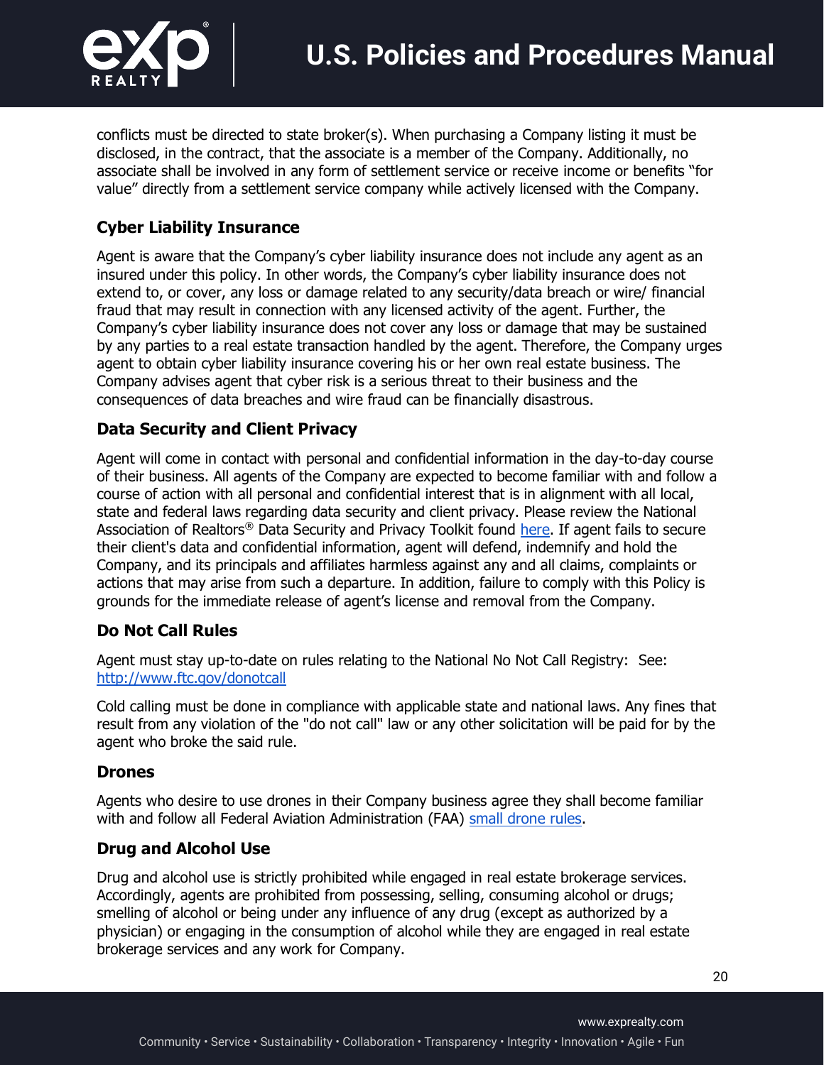conflicts must be directed to state broker(s). When purchasing a Company listing it must be disclosed, in the contract, that the associate is a member of the Company. Additionally, no associate shall be involved in any form of settlement service or receive income or benefits "for value" directly from a settlement service company while actively licensed with the Company.

### Cyber Liability Insurance

Agent is aware that the Company's cyber liability insurance does not include any agent as an insured under this policy. In other words, the Company's cyber liability insurance does not extend to, or cover, any loss or damage related to any security/data breach or wire/ financial fraud that may result in connection with any licensed activity of the agent. Further, the Company's cyber liability insurance does not cover any loss or damage that may be sustained by any parties to a real estate transaction handled by the agent. Therefore, the Company urges agent to obtain cyber liability insurance covering his or her own real estate business. The Company advises agent that cyber risk is a serious threat to their business and the consequences of data breaches and wire fraud can be financially disastrous.

### Data Security and Client Privacy

Agent will come in contact with personal and confidential information in the day-to-day course of their business. All agents of the Company are expected to become familiar with and follow a course of action with all personal and confidential interest that is in alignment with all local, state and federal laws regarding data security and client privacy. Please review the National Association of Realtors® Data Security and Privacy Toolkit found here. If agent fails to secure their client's data and confidential information, agent will defend, indemnify and hold the Company, and its principals and affiliates harmless against any and all claims, complaints or actions that may arise from such a departure. In addition, failure to comply with this Policy is grounds for the immediate release of agent's license and removal from the Company.

### Do Not Call Rules

Agent must stay up-to-date on rules relating to the National No Not Call Registry: See: http://www.ftc.gov/donotcall

Cold calling must be done in compliance with applicable state and national laws. Any fines that result from any violation of the "do not call" law or any other solicitation will be paid for by the agent who broke the said rule.

### Drones

Agents who desire to use drones in their Company business agree they shall become familiar with and follow all Federal Aviation Administration (FAA) small drone rules.

### Drug and Alcohol Use

Drug and alcohol use is strictly prohibited while engaged in real estate brokerage services. Accordingly, agents are prohibited from possessing, selling, consuming alcohol or drugs; smelling of alcohol or being under any influence of any drug (except as authorized by a physician) or engaging in the consumption of alcohol while they are engaged in real estate brokerage services and any work for Company.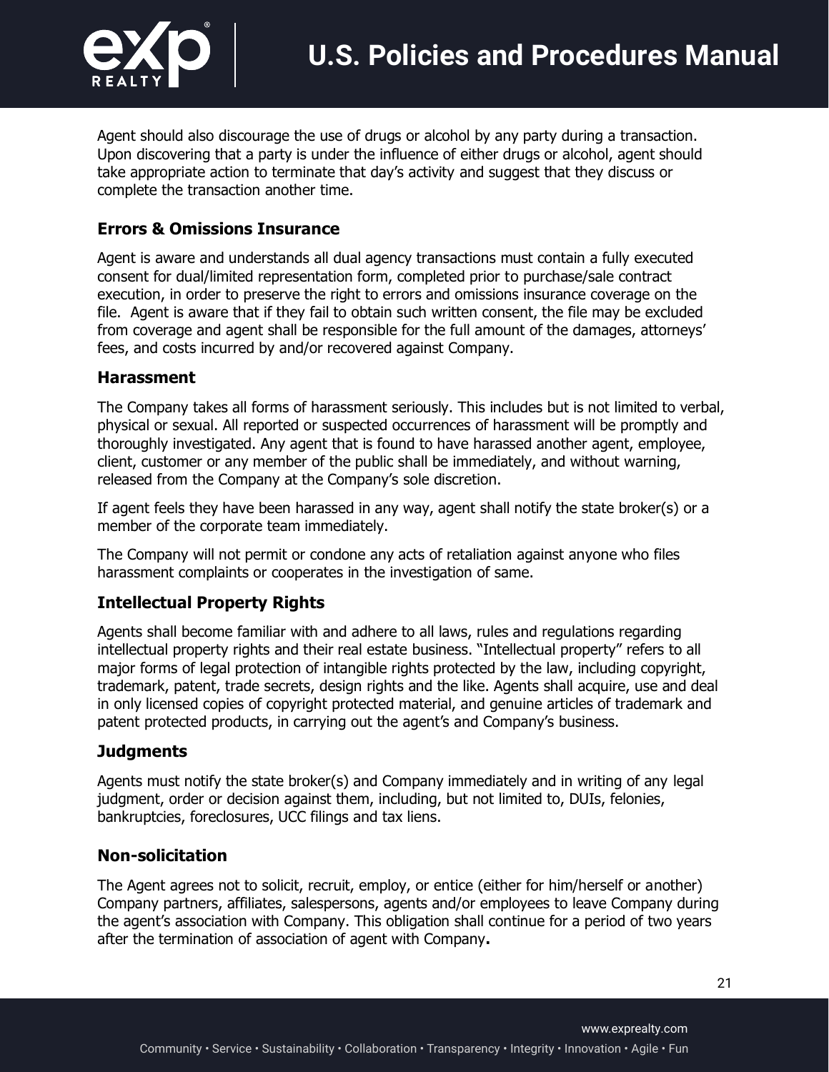Agent should also discourage the use of drugs or alcohol by any party during a transaction. Upon discovering that a party is under the influence of either drugs or alcohol, agent should take appropriate action to terminate that day's activity and suggest that they discuss or complete the transaction another time.

### Errors & Omissions Insurance

Agent is aware and understands all dual agency transactions must contain a fully executed consent for dual/limited representation form, completed prior to purchase/sale contract execution, in order to preserve the right to errors and omissions insurance coverage on the file. Agent is aware that if they fail to obtain such written consent, the file may be excluded from coverage and agent shall be responsible for the full amount of the damages, attorneys' fees, and costs incurred by and/or recovered against Company.

### Harassment

The Company takes all forms of harassment seriously. This includes but is not limited to verbal, physical or sexual. All reported or suspected occurrences of harassment will be promptly and thoroughly investigated. Any agent that is found to have harassed another agent, employee, client, customer or any member of the public shall be immediately, and without warning, released from the Company at the Company's sole discretion.

If agent feels they have been harassed in any way, agent shall notify the state broker(s) or a member of the corporate team immediately.

The Company will not permit or condone any acts of retaliation against anyone who files harassment complaints or cooperates in the investigation of same.

### Intellectual Property Rights

Agents shall become familiar with and adhere to all laws, rules and regulations regarding intellectual property rights and their real estate business. "Intellectual property" refers to all major forms of legal protection of intangible rights protected by the law, including copyright, trademark, patent, trade secrets, design rights and the like. Agents shall acquire, use and deal in only licensed copies of copyright protected material, and genuine articles of trademark and patent protected products, in carrying out the agent's and Company's business.

### Judgments

Agents must notify the state broker(s) and Company immediately and in writing of any legal judgment, order or decision against them, including, but not limited to, DUIs, felonies, bankruptcies, foreclosures, UCC filings and tax liens.

### Non-solicitation

The Agent agrees not to solicit, recruit, employ, or entice (either for him/herself or another) Company partners, affiliates, salespersons, agents and/or employees to leave Company during the agent's association with Company. This obligation shall continue for a period of two years after the termination of association of agent with Company.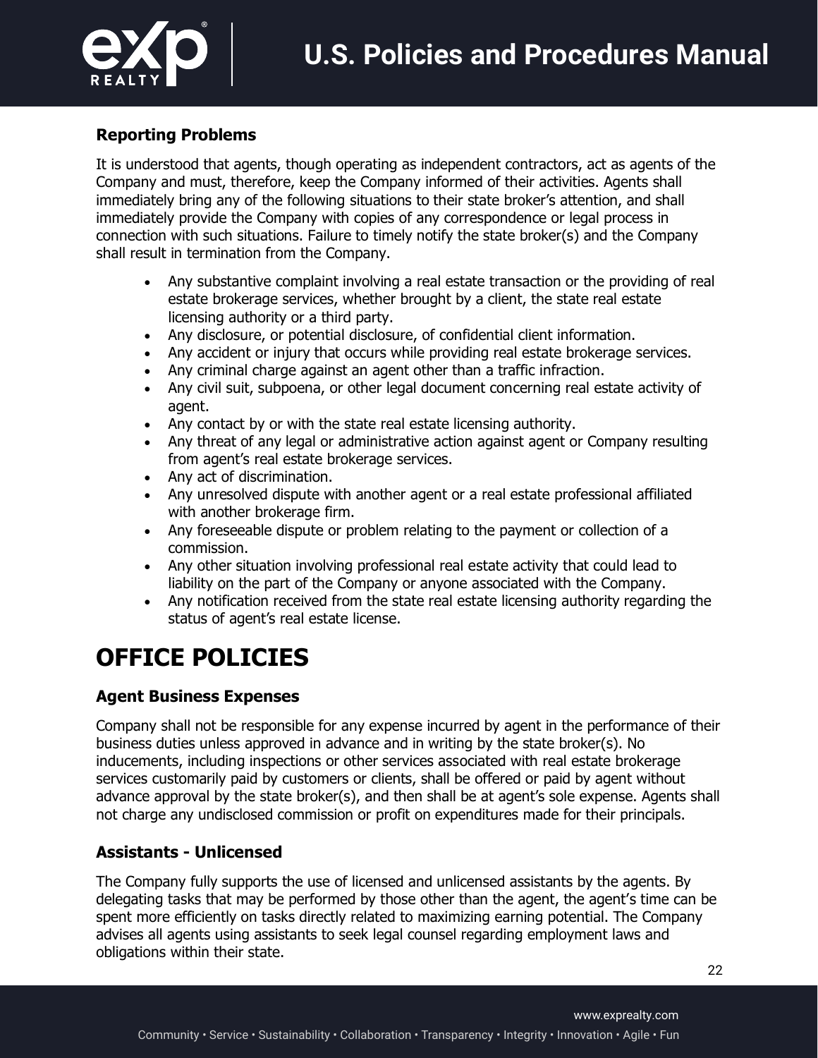### Reporting Problems

It is understood that agents, though operating as independent contractors, act as agents of the Company and must, therefore, keep the Company informed of their activities. Agents shall immediately bring any of the following situations to their state broker's attention, and shall immediately provide the Company with copies of any correspondence or legal process in connection with such situations. Failure to timely notify the state broker(s) and the Company shall result in termination from the Company.

- Any substantive complaint involving a real estate transaction or the providing of real estate brokerage services, whether brought by a client, the state real estate licensing authority or a third party.
- Any disclosure, or potential disclosure, of confidential client information.
- Any accident or injury that occurs while providing real estate brokerage services.
- Any criminal charge against an agent other than a traffic infraction.
- Any civil suit, subpoena, or other legal document concerning real estate activity of agent.
- Any contact by or with the state real estate licensing authority.
- Any threat of any legal or administrative action against agent or Company resulting from agent's real estate brokerage services.
- Any act of discrimination.
- Any unresolved dispute with another agent or a real estate professional affiliated with another brokerage firm.
- Any foreseeable dispute or problem relating to the payment or collection of a commission.
- Any other situation involving professional real estate activity that could lead to liability on the part of the Company or anyone associated with the Company.
- Any notification received from the state real estate licensing authority regarding the status of agent's real estate license.

# OFFICE POLICIES

### Agent Business Expenses

Company shall not be responsible for any expense incurred by agent in the performance of their business duties unless approved in advance and in writing by the state broker(s). No inducements, including inspections or other services associated with real estate brokerage services customarily paid by customers or clients, shall be offered or paid by agent without advance approval by the state broker(s), and then shall be at agent's sole expense. Agents shall not charge any undisclosed commission or profit on expenditures made for their principals.

### Assistants - Unlicensed

The Company fully supports the use of licensed and unlicensed assistants by the agents. By delegating tasks that may be performed by those other than the agent, the agent's time can be spent more efficiently on tasks directly related to maximizing earning potential. The Company advises all agents using assistants to seek legal counsel regarding employment laws and obligations within their state.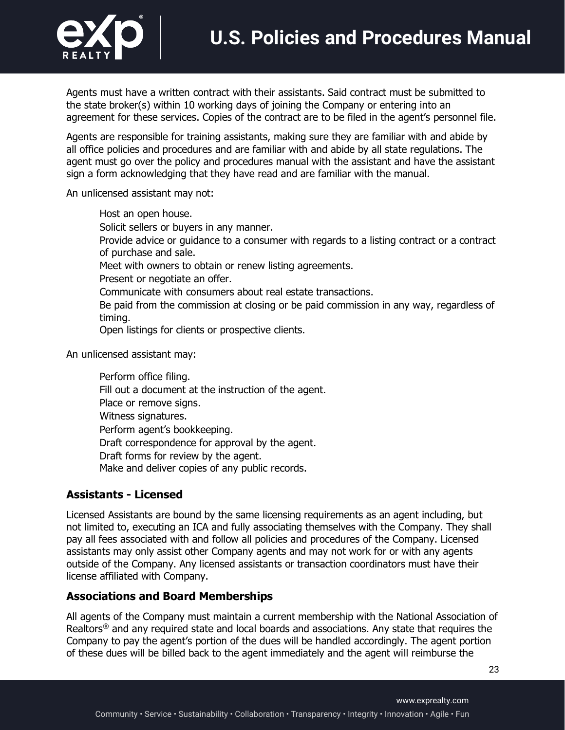Agents must have a written contract with their assistants. Said contract must be submitted to the state broker(s) within 10 working days of joining the Company or entering into an agreement for these services. Copies of the contract are to be filed in the agent's personnel file.

Agents are responsible for training assistants, making sure they are familiar with and abide by all office policies and procedures and are familiar with and abide by all state regulations. The agent must go over the policy and procedures manual with the assistant and have the assistant sign a form acknowledging that they have read and are familiar with the manual.

An unlicensed assistant may not:

- Host an open house.
- Solicit sellers or buyers in any manner.
- Provide advice or guidance to a consumer with regards to a listing contract or a contract of purchase and sale.
- Meet with owners to obtain or renew listing agreements.
- Present or negotiate an offer.
- Communicate with consumers about real estate transactions.
- Be paid from the commission at closing or be paid commission in any way, regardless of timing.
- Open listings for clients or prospective clients.

An unlicensed assistant may:

- Perform office filing.
- Fill out a document at the instruction of the agent.
- Place or remove signs.
- Witness signatures.
- Perform agent's bookkeeping.
- Draft correspondence for approval by the agent.
- Draft forms for review by the agent.
- Make and deliver copies of any public records.

### Assistants - Licensed

Licensed Assistants are bound by the same licensing requirements as an agent including, but not limited to, executing an ICA and fully associating themselves with the Company. They shall pay all fees associated with and follow all policies and procedures of the Company. Licensed assistants may only assist other Company agents and may not work for or with any agents outside of the Company. Any licensed assistants or transaction coordinators must have their license affiliated with Company.

### Associations and Board Memberships

All agents of the Company must maintain a current membership with the National Association of Realtors® and any required state and local boards and associations. Any state that requires the Company to pay the agent's portion of the dues will be handled accordingly. The agent portion of these dues will be billed back to the agent immediately and the agent will reimburse the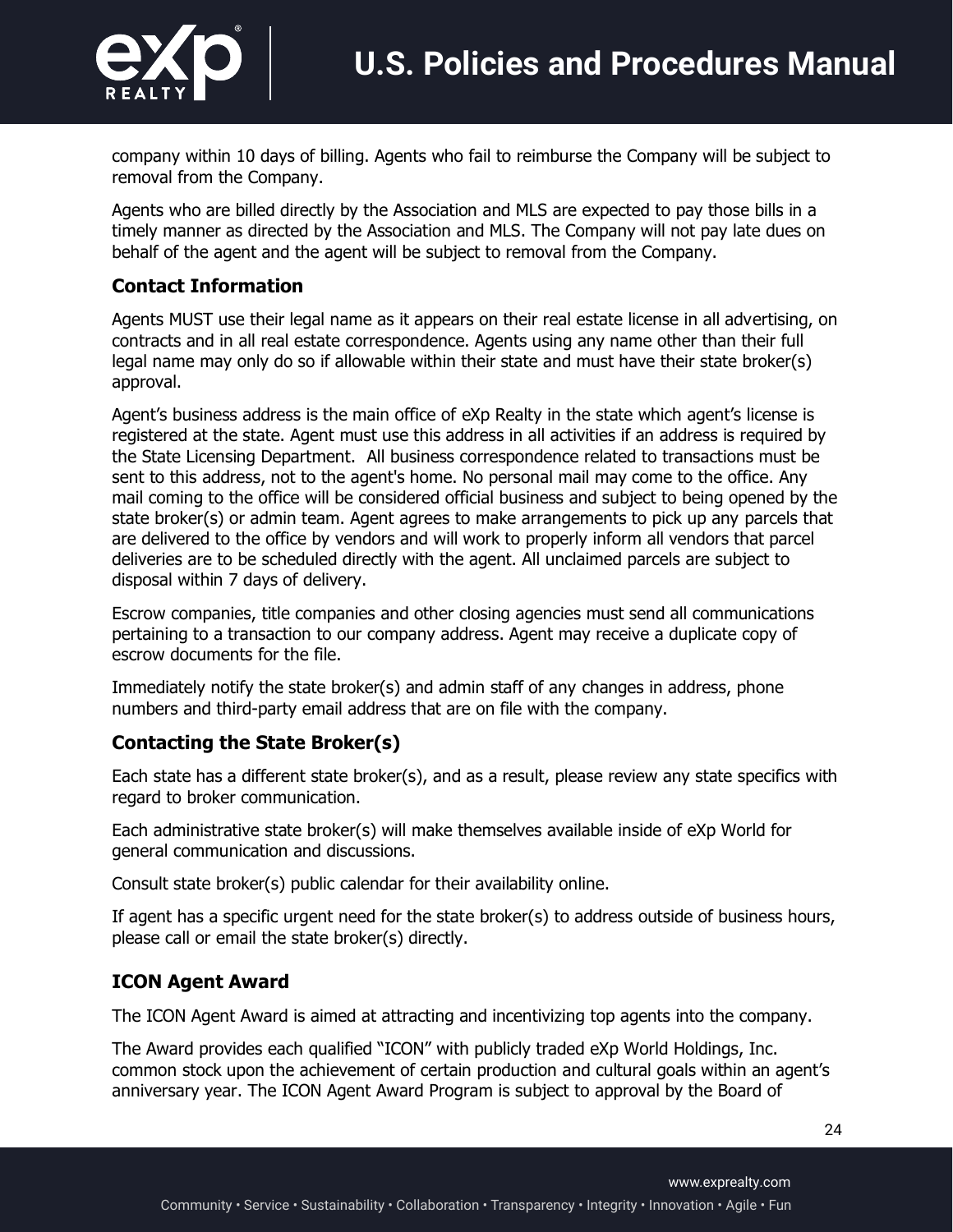company within 10 days of billing. Agents who fail to reimburse the Company will be subject to removal from the Company.

Agents who are billed directly by the Association and MLS are expected to pay those bills in a timely manner as directed by the Association and MLS. The Company will not pay late dues on behalf of the agent and the agent will be subject to removal from the Company.

### Contact Information

Agents MUST use their legal name as it appears on their real estate license in all advertising, on contracts and in all real estate correspondence. Agents using any name other than their full legal name may only do so if allowable within their state and must have their state broker(s) approval.

Agent's business address is the main office of eXp Realty in the state which agent's license is registered at the state. Agent must use this address in all activities if an address is required by the State Licensing Department. All business correspondence related to transactions must be sent to this address, not to the agent's home. No personal mail may come to the office. Any mail coming to the office will be considered official business and subject to being opened by the state broker(s) or admin team. Agent agrees to make arrangements to pick up any parcels that are delivered to the office by vendors and will work to properly inform all vendors that parcel deliveries are to be scheduled directly with the agent. All unclaimed parcels are subject to disposal within 7 days of delivery.

Escrow companies, title companies and other closing agencies must send all communications pertaining to a transaction to our company address. Agent may receive a duplicate copy of escrow documents for the file.

Immediately notify the state broker(s) and admin staff of any changes in address, phone numbers and third-party email address that are on file with the company.

### Contacting the State Broker(s)

Each state has a different state broker(s), and as a result, please review any state specifics with regard to broker communication.

Each administrative state broker(s) will make themselves available inside of eXp World for general communication and discussions.

Consult state broker(s) public calendar for their availability online.

If agent has a specific urgent need for the state broker(s) to address outside of business hours, please call or email the state broker(s) directly.

### ICON Agent Award

The ICON Agent Award is aimed at attracting and incentivizing top agents into the company.

The Award provides each qualified "ICON" with publicly traded eXp World Holdings, Inc. common stock upon the achievement of certain production and cultural goals within an agent's anniversary year. The ICON Agent Award Program is subject to approval by the Board of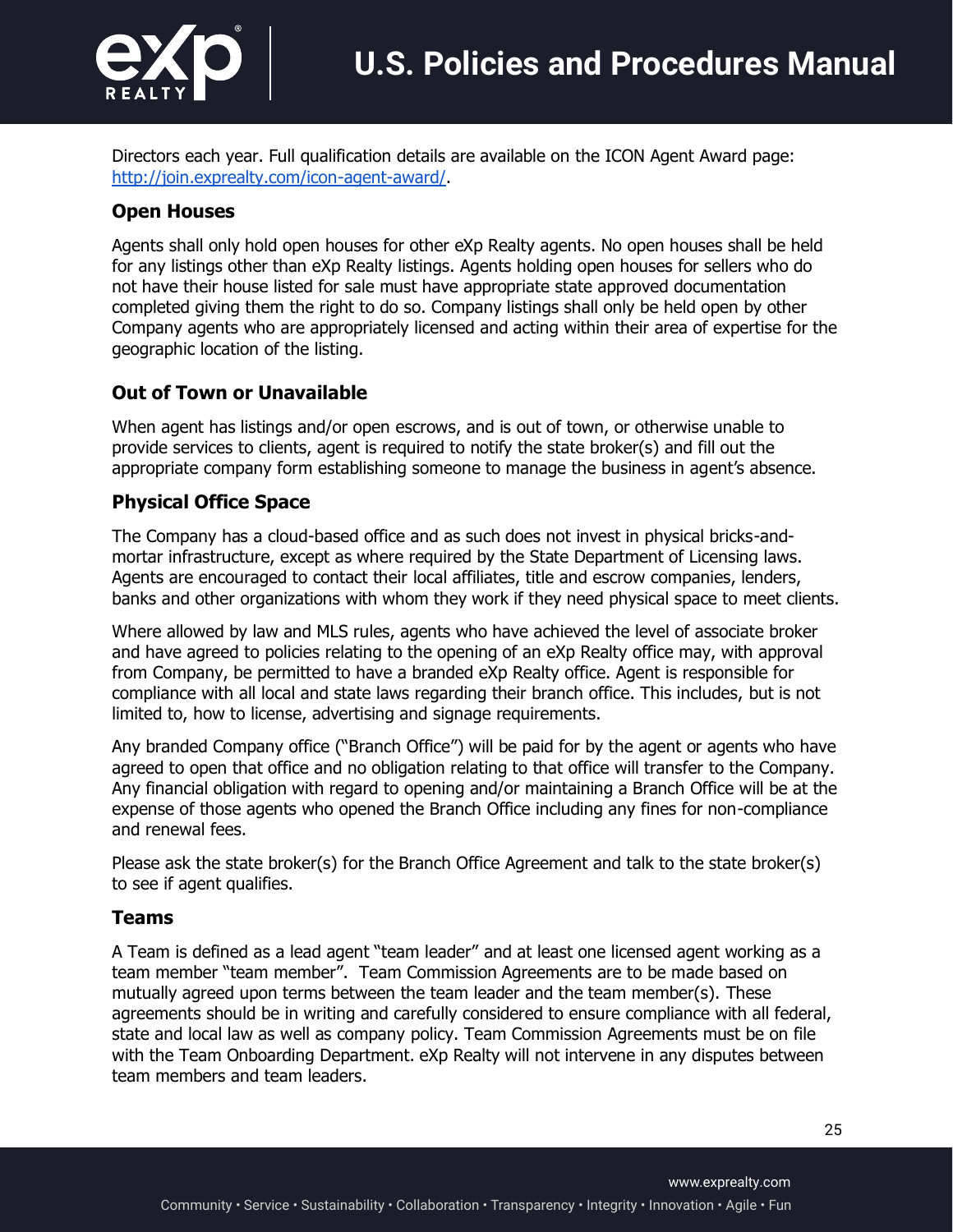Directors each year. Full qualification details are available on the ICON Agent Award page: [http://join.exprealty.com/icon-agent-award/](http://join.exprealty.com/icon-agent-award/).

### Open Houses

Agents shall only hold open houses for other eXp Realty agents. No open houses shall be held for any listings other than eXp Realty listings. Agents holding open houses for sellers who do not have their house listed for sale must have appropriate state approved documentation completed giving them the right to do so. Company listings shall only be held open by other Company agents who are appropriately licensed and acting within their area of expertise for the geographic location of the listing.

### Out of Town or Unavailable

When agent has listings and/or open escrows, and is out of town, or otherwise unable to provide services to clients, agent is required to notify the state broker(s) and fill out the appropriate company form establishing someone to manage the business in agent's absence.

### Physical Office Space

The Company has a cloud-based office and as such does not invest in physical bricks-and-mortar infrastructure, except as where required by the State Department of Licensing laws. Agents are encouraged to contact their local affiliates, title and escrow companies, lenders, banks and other organizations with whom they work if they need physical space to meet clients.

Where allowed by law and MLS rules, agents who have achieved the level of associate broker and have agreed to policies relating to the opening of an eXp Realty office may, with approval from Company, be permitted to have a branded eXp Realty office. Agent is responsible for compliance with all local and state laws regarding their branch office. This includes, but is not limited to, how to license, advertising and signage requirements.

Any branded Company office ("Branch Office") will be paid for by the agent or agents who have agreed to open that office and no obligation relating to that office will transfer to the Company. Any financial obligation with regard to opening and/or maintaining a Branch Office will be at the expense of those agents who opened the Branch Office including any fines for non-compliance and renewal fees.

Please ask the state broker(s) for the Branch Office Agreement and talk to the state broker(s) to see if agent qualifies.

### Teams

A Team is defined as a lead agent "team leader" and at least one licensed agent working as a team member "team member". Team Commission Agreements are to be made based on mutually agreed upon terms between the team leader and the team member(s). These agreements should be in writing and carefully considered to ensure compliance with all federal, state and local law as well as company policy. Team Commission Agreements must be on file with the Team Onboarding Department. eXp Realty will not intervene in any disputes between team members and team leaders.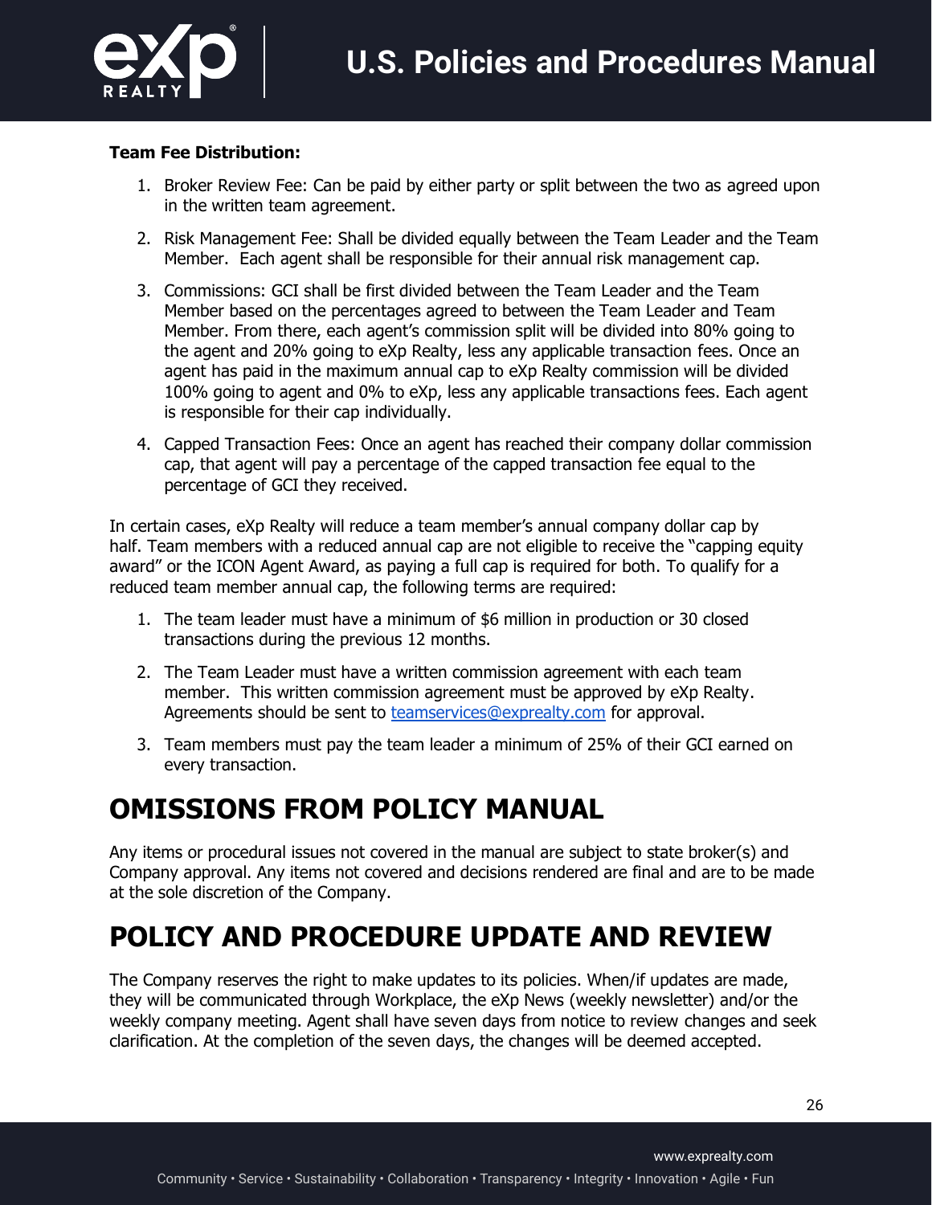**Team Fee Distribution:**

1. Broker Review Fee: Can be paid by either party or split between the two as agreed upon in the written team agreement.
2. Risk Management Fee: Shall be divided equally between the Team Leader and the Team Member. Each agent shall be responsible for their annual risk management cap.
3. Commissions: GCI shall be first divided between the Team Leader and the Team Member based on the percentages agreed to between the Team Leader and Team Member. From there, each agent's commission split will be divided into 80% going to the agent and 20% going to eXp Realty, less any applicable transaction fees. Once an agent has paid in the maximum annual cap to eXp Realty commission will be divided 100% going to agent and 0% to eXp, less any applicable transactions fees. Each agent is responsible for their cap individually.
4. Capped Transaction Fees: Once an agent has reached their company dollar commission cap, that agent will pay a percentage of the capped transaction fee equal to the percentage of GCI they received.

In certain cases, eXp Realty will reduce a team member's annual company dollar cap by half. Team members with a reduced annual cap are not eligible to receive the "capping equity award" or the ICON Agent Award, as paying a full cap is required for both. To qualify for a reduced team member annual cap, the following terms are required:

1. The team leader must have a minimum of $6 million in production or 30 closed transactions during the previous 12 months.
2. The Team Leader must have a written commission agreement with each team member. This written commission agreement must be approved by eXp Realty. Agreements should be sent to teamservices@exprealty.com for approval.
3. Team members must pay the team leader a minimum of 25% of their GCI earned on every transaction.

# OMISSIONS FROM POLICY MANUAL

Any items or procedural issues not covered in the manual are subject to state broker(s) and Company approval. Any items not covered and decisions rendered are final and are to be made at the sole discretion of the Company.

# POLICY AND PROCEDURE UPDATE AND REVIEW

The Company reserves the right to make updates to its policies. When/if updates are made, they will be communicated through Workplace, the eXp News (weekly newsletter) and/or the weekly company meeting. Agent shall have seven days from notice to review changes and seek clarification. At the completion of the seven days, the changes will be deemed accepted.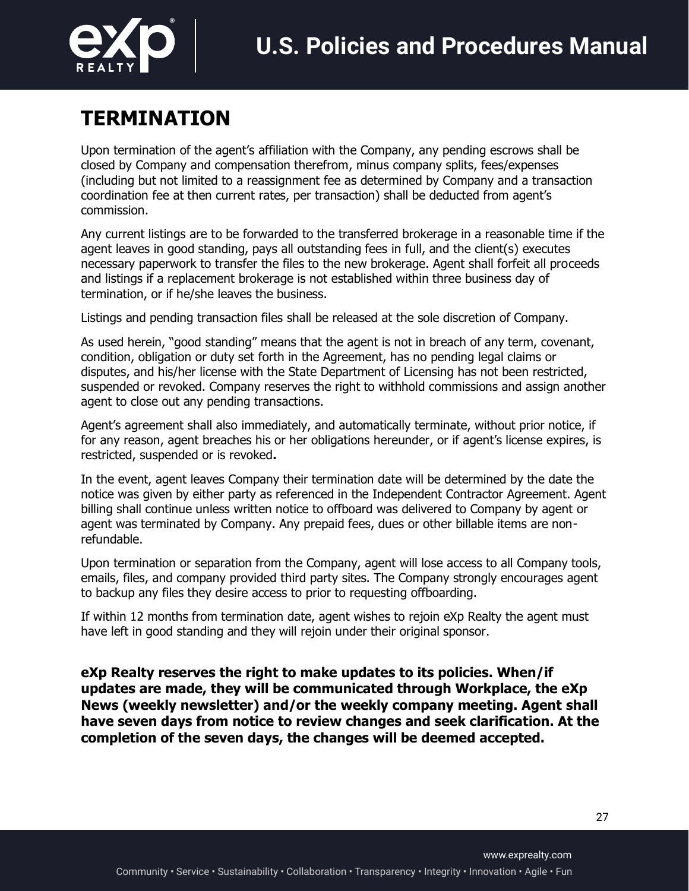# TERMINATION

Upon termination of the agent's affiliation with the Company, any pending escrows shall be closed by Company and compensation therefrom, minus company splits, fees/expenses (including but not limited to a reassignment fee as determined by Company and a transaction coordination fee at then current rates, per transaction) shall be deducted from agent's commission.

Any current listings are to be forwarded to the transferred brokerage in a reasonable time if the agent leaves in good standing, pays all outstanding fees in full, and the client(s) executes necessary paperwork to transfer the files to the new brokerage. Agent shall forfeit all proceeds and listings if a replacement brokerage is not established within three business day of termination, or if he/she leaves the business.

Listings and pending transaction files shall be released at the sole discretion of Company.

As used herein, "good standing" means that the agent is not in breach of any term, covenant, condition, obligation or duty set forth in the Agreement, has no pending legal claims or disputes, and his/her license with the State Department of Licensing has not been restricted, suspended or revoked. Company reserves the right to withhold commissions and assign another agent to close out any pending transactions.

Agent's agreement shall also immediately, and automatically terminate, without prior notice, if for any reason, agent breaches his or her obligations hereunder, or if agent's license expires, is restricted, suspended or is revoked**.**

In the event, agent leaves Company their termination date will be determined by the date the notice was given by either party as referenced in the Independent Contractor Agreement. Agent billing shall continue unless written notice to offboard was delivered to Company by agent or agent was terminated by Company. Any prepaid fees, dues or other billable items are non-refundable.

Upon termination or separation from the Company, agent will lose access to all Company tools, emails, files, and company provided third party sites. The Company strongly encourages agent to backup any files they desire access to prior to requesting offboarding.

If within 12 months from termination date, agent wishes to rejoin eXp Realty the agent must have left in good standing and they will rejoin under their original sponsor.

**eXp Realty reserves the right to make updates to its policies. When/if updates are made, they will be communicated through Workplace, the eXp News (weekly newsletter) and/or the weekly company meeting. Agent shall have seven days from notice to review changes and seek clarification. At the completion of the seven days, the changes will be deemed accepted.**